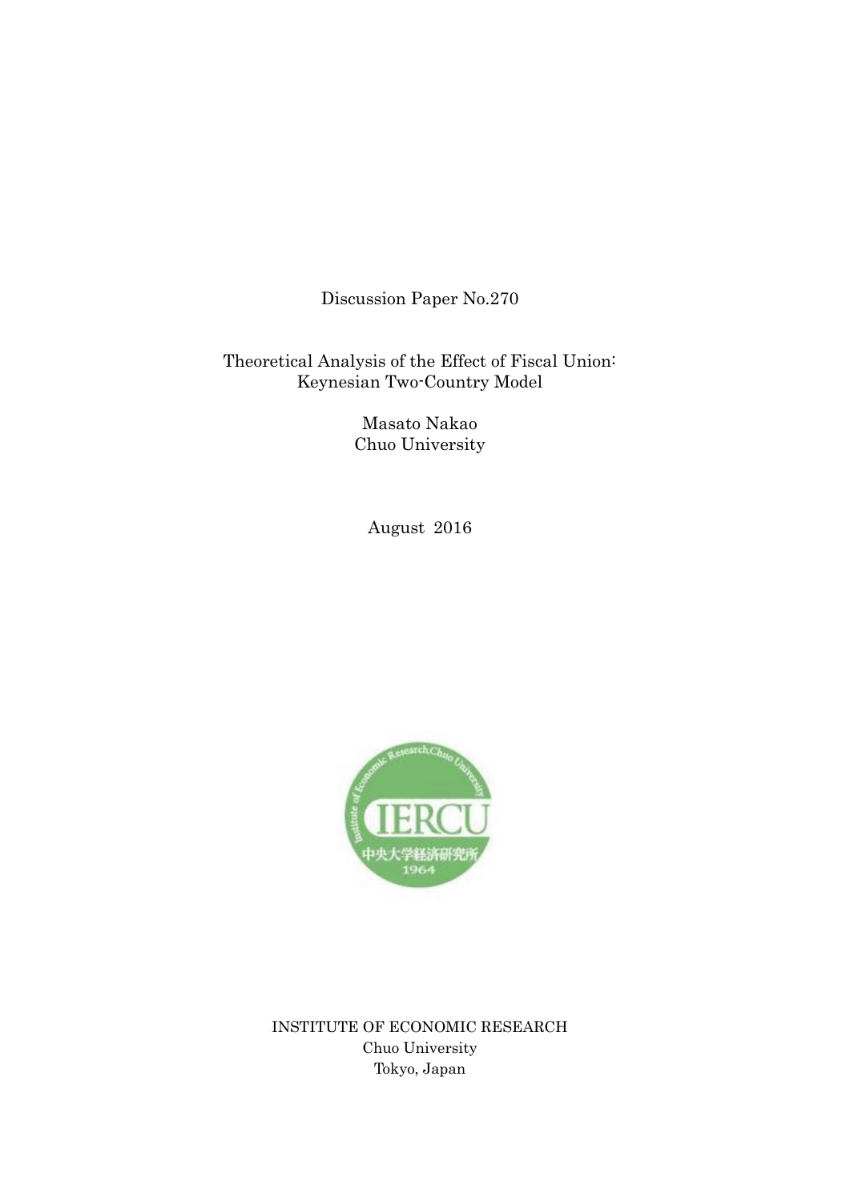Discussion Paper No.270

# Theoretical Analysis of the Effect of Fiscal Union: Keynesian Two-Country Model

Masato Nakao
Chuo University

August 2016

INSTITUTE OF ECONOMIC RESEARCH
Chuo University
Tokyo, Japan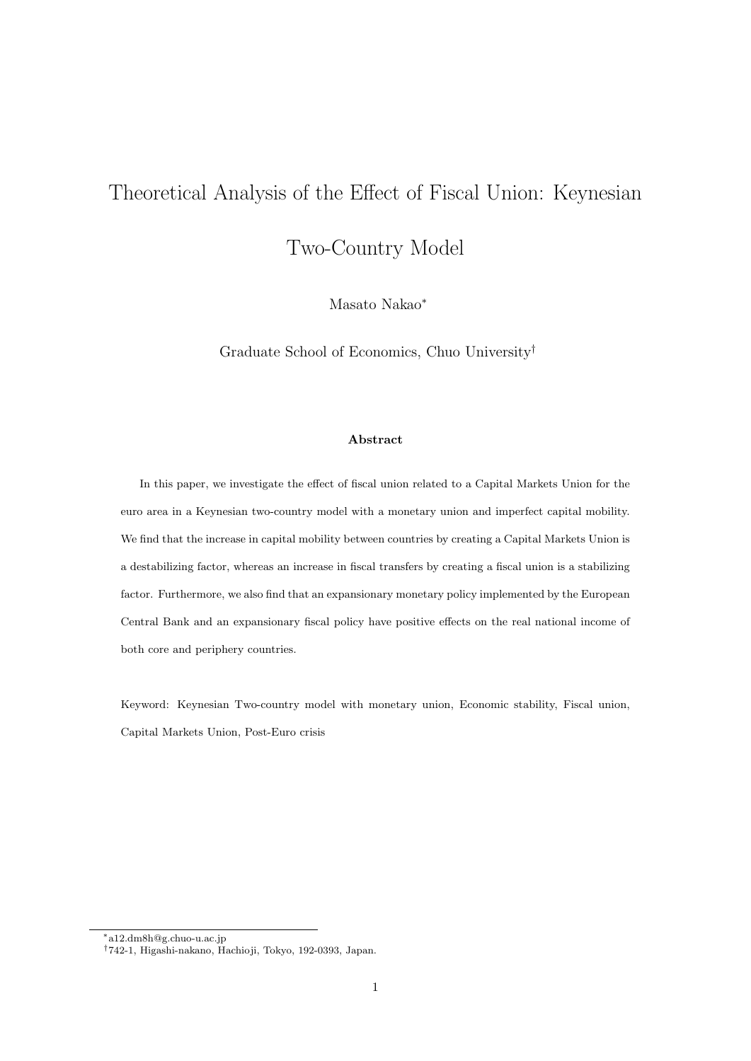# Theoretical Analysis of the Effect of Fiscal Union: Keynesian Two-Country Model

Masato Nakao*

Graduate School of Economics, Chuo University†

**Abstract**

In this paper, we investigate the effect of fiscal union related to a Capital Markets Union for the euro area in a Keynesian two-country model with a monetary union and imperfect capital mobility. We find that the increase in capital mobility between countries by creating a Capital Markets Union is a destabilizing factor, whereas an increase in fiscal transfers by creating a fiscal union is a stabilizing factor. Furthermore, we also find that an expansionary monetary policy implemented by the European Central Bank and an expansionary fiscal policy have positive effects on the real national income of both core and periphery countries.

Keyword: Keynesian Two-country model with monetary union, Economic stability, Fiscal union, Capital Markets Union, Post-Euro crisis

---

*a12.dm8h@g.chuo-u.ac.jp

†742-1, Higashi-nakano, Hachioji, Tokyo, 192-0393, Japan.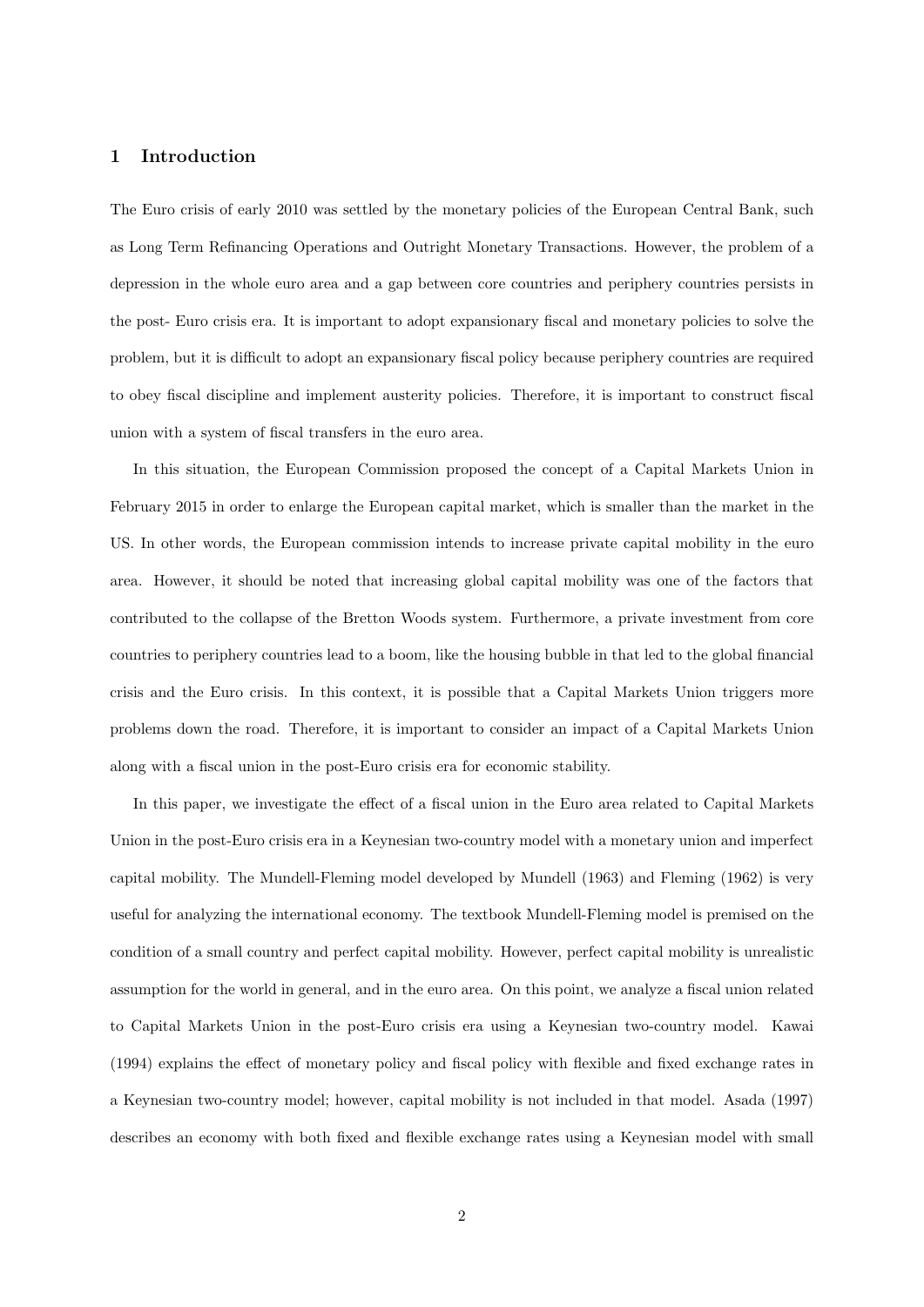## 1 Introduction

The Euro crisis of early 2010 was settled by the monetary policies of the European Central Bank, such as Long Term Refinancing Operations and Outright Monetary Transactions. However, the problem of a depression in the whole euro area and a gap between core countries and periphery countries persists in the post- Euro crisis era. It is important to adopt expansionary fiscal and monetary policies to solve the problem, but it is difficult to adopt an expansionary fiscal policy because periphery countries are required to obey fiscal discipline and implement austerity policies. Therefore, it is important to construct fiscal union with a system of fiscal transfers in the euro area.

In this situation, the European Commission proposed the concept of a Capital Markets Union in February 2015 in order to enlarge the European capital market, which is smaller than the market in the US. In other words, the European commission intends to increase private capital mobility in the euro area. However, it should be noted that increasing global capital mobility was one of the factors that contributed to the collapse of the Bretton Woods system. Furthermore, a private investment from core countries to periphery countries lead to a boom, like the housing bubble in that led to the global financial crisis and the Euro crisis. In this context, it is possible that a Capital Markets Union triggers more problems down the road. Therefore, it is important to consider an impact of a Capital Markets Union along with a fiscal union in the post-Euro crisis era for economic stability.

In this paper, we investigate the effect of a fiscal union in the Euro area related to Capital Markets Union in the post-Euro crisis era in a Keynesian two-country model with a monetary union and imperfect capital mobility. The Mundell-Fleming model developed by Mundell (1963) and Fleming (1962) is very useful for analyzing the international economy. The textbook Mundell-Fleming model is premised on the condition of a small country and perfect capital mobility. However, perfect capital mobility is unrealistic assumption for the world in general, and in the euro area. On this point, we analyze a fiscal union related to Capital Markets Union in the post-Euro crisis era using a Keynesian two-country model. Kawai (1994) explains the effect of monetary policy and fiscal policy with flexible and fixed exchange rates in a Keynesian two-country model; however, capital mobility is not included in that model. Asada (1997) describes an economy with both fixed and flexible exchange rates using a Keynesian model with small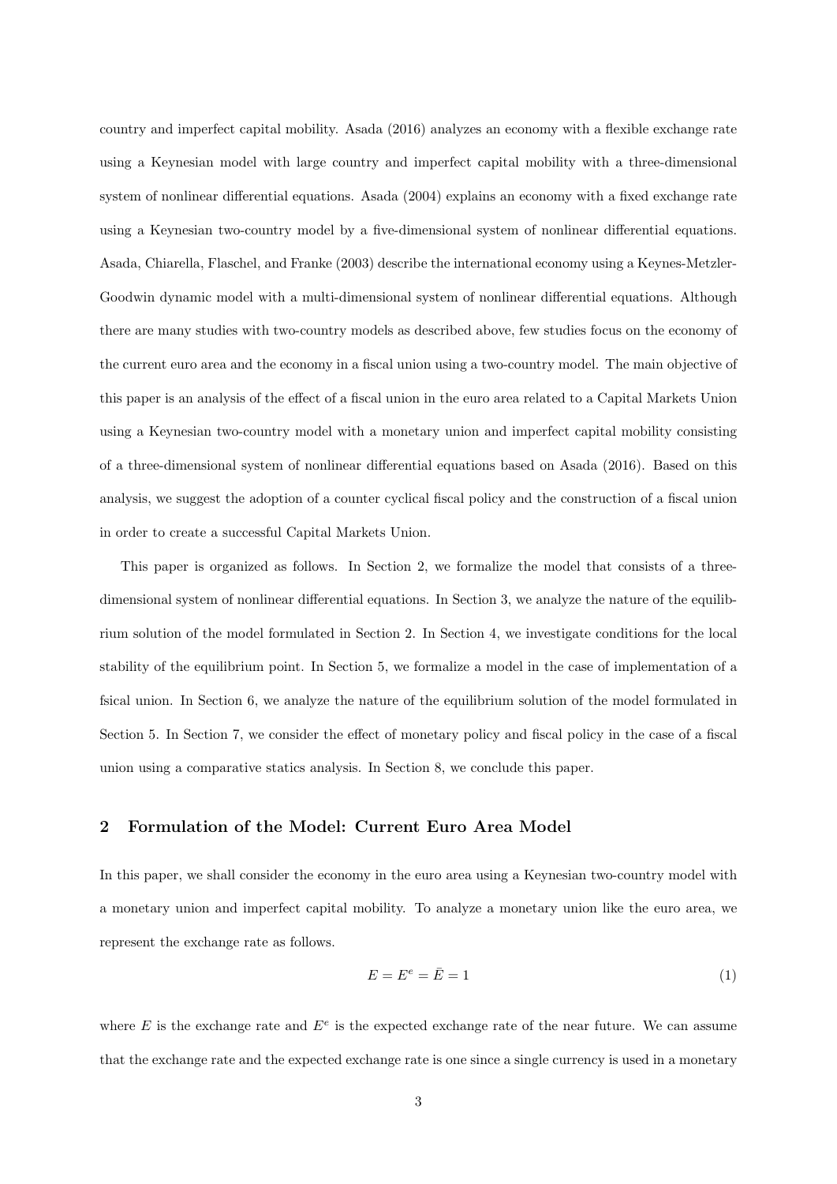country and imperfect capital mobility. Asada (2016) analyzes an economy with a flexible exchange rate using a Keynesian model with large country and imperfect capital mobility with a three-dimensional system of nonlinear differential equations. Asada (2004) explains an economy with a fixed exchange rate using a Keynesian two-country model by a five-dimensional system of nonlinear differential equations. Asada, Chiarella, Flaschel, and Franke (2003) describe the international economy using a Keynes-Metzler-Goodwin dynamic model with a multi-dimensional system of nonlinear differential equations. Although there are many studies with two-country models as described above, few studies focus on the economy of the current euro area and the economy in a fiscal union using a two-country model. The main objective of this paper is an analysis of the effect of a fiscal union in the euro area related to a Capital Markets Union using a Keynesian two-country model with a monetary union and imperfect capital mobility consisting of a three-dimensional system of nonlinear differential equations based on Asada (2016). Based on this analysis, we suggest the adoption of a counter cyclical fiscal policy and the construction of a fiscal union in order to create a successful Capital Markets Union.

This paper is organized as follows. In Section 2, we formalize the model that consists of a three-dimensional system of nonlinear differential equations. In Section 3, we analyze the nature of the equilibrium solution of the model formulated in Section 2. In Section 4, we investigate conditions for the local stability of the equilibrium point. In Section 5, we formalize a model in the case of implementation of a fsical union. In Section 6, we analyze the nature of the equilibrium solution of the model formulated in Section 5. In Section 7, we consider the effect of monetary policy and fiscal policy in the case of a fiscal union using a comparative statics analysis. In Section 8, we conclude this paper.

## 2 Formulation of the Model: Current Euro Area Model

In this paper, we shall consider the economy in the euro area using a Keynesian two-country model with a monetary union and imperfect capital mobility. To analyze a monetary union like the euro area, we represent the exchange rate as follows.

$$E = E^e = \bar{E} = 1 \tag{1}$$

where $E$ is the exchange rate and $E^e$ is the expected exchange rate of the near future. We can assume that the exchange rate and the expected exchange rate is one since a single currency is used in a monetary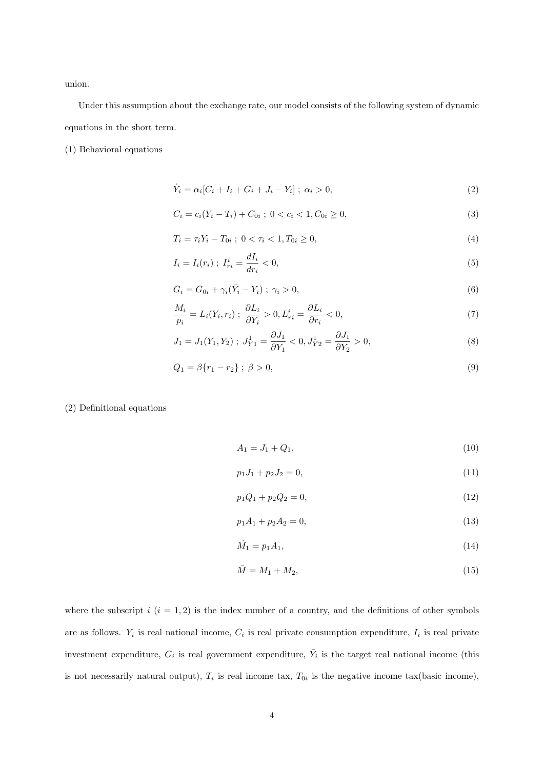union.

Under this assumption about the exchange rate, our model consists of the following system of dynamic equations in the short term.

(1) Behavioral equations

$$\dot{Y}_i = \alpha_i[C_i + I_i + G_i + J_i - Y_i] \; ; \; \alpha_i > 0, \tag{2}$$

$$C_i = c_i(Y_i - T_i) + C_{0i} \; ; \; 0 < c_i < 1, C_{0i} \geq 0, \tag{3}$$

$$T_i = \tau_i Y_i - T_{0i} \; ; \; 0 < \tau_i < 1, T_{0i} \geq 0, \tag{4}$$

$$I_i = I_i(r_i) \; ; \; I^i_{ri} = \frac{dI_i}{dr_i} < 0, \tag{5}$$

$$G_i = G_{0i} + \gamma_i(\bar{Y}_i - Y_i) \; ; \; \gamma_i > 0, \tag{6}$$

$$\frac{M_i}{p_i} = L_i(Y_i, r_i) \; ; \; \frac{\partial L_i}{\partial Y_i} > 0, L^i_{ri} = \frac{\partial L_i}{\partial r_i} < 0, \tag{7}$$

$$J_1 = J_1(Y_1, Y_2) \; ; \; J^1_{Y1} = \frac{\partial J_1}{\partial Y_1} < 0, J^1_{Y2} = \frac{\partial J_1}{\partial Y_2} > 0, \tag{8}$$

$$Q_1 = \beta\{r_1 - r_2\} \; ; \; \beta > 0, \tag{9}$$

(2) Definitional equations

$$A_1 = J_1 + Q_1, \tag{10}$$

$$p_1 J_1 + p_2 J_2 = 0, \tag{11}$$

$$p_1 Q_1 + p_2 Q_2 = 0, \tag{12}$$

$$p_1 A_1 + p_2 A_2 = 0, \tag{13}$$

$$\dot{M}_1 = p_1 A_1, \tag{14}$$

$$\bar{M} = M_1 + M_2, \tag{15}$$

where the subscript $i$ $(i = 1, 2)$ is the index number of a country, and the definitions of other symbols are as follows. $Y_i$ is real national income, $C_i$ is real private consumption expenditure, $I_i$ is real private investment expenditure, $G_i$ is real government expenditure, $\bar{Y}_i$ is the target real national income (this is not necessarily natural output), $T_i$ is real income tax, $T_{0i}$ is the negative income tax(basic income),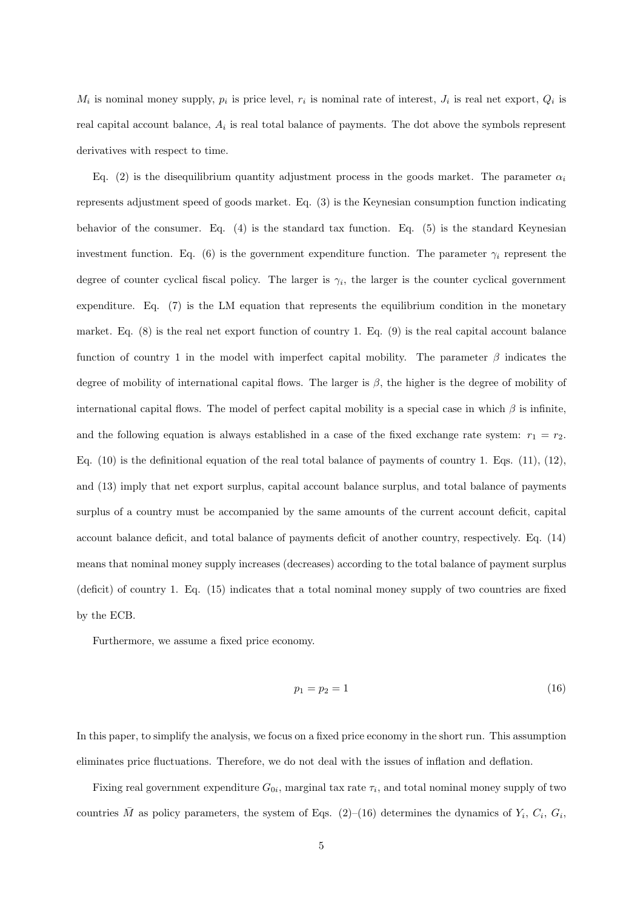$M_i$ is nominal money supply, $p_i$ is price level, $r_i$ is nominal rate of interest, $J_i$ is real net export, $Q_i$ is real capital account balance, $A_i$ is real total balance of payments. The dot above the symbols represent derivatives with respect to time.

Eq. (2) is the disequilibrium quantity adjustment process in the goods market. The parameter $\alpha_i$ represents adjustment speed of goods market. Eq. (3) is the Keynesian consumption function indicating behavior of the consumer. Eq. (4) is the standard tax function. Eq. (5) is the standard Keynesian investment function. Eq. (6) is the government expenditure function. The parameter $\gamma_i$ represent the degree of counter cyclical fiscal policy. The larger is $\gamma_i$, the larger is the counter cyclical government expenditure. Eq. (7) is the LM equation that represents the equilibrium condition in the monetary market. Eq. (8) is the real net export function of country 1. Eq. (9) is the real capital account balance function of country 1 in the model with imperfect capital mobility. The parameter $\beta$ indicates the degree of mobility of international capital flows. The larger is $\beta$, the higher is the degree of mobility of international capital flows. The model of perfect capital mobility is a special case in which $\beta$ is infinite, and the following equation is always established in a case of the fixed exchange rate system: $r_1 = r_2$. Eq. (10) is the definitional equation of the real total balance of payments of country 1. Eqs. (11), (12), and (13) imply that net export surplus, capital account balance surplus, and total balance of payments surplus of a country must be accompanied by the same amounts of the current account deficit, capital account balance deficit, and total balance of payments deficit of another country, respectively. Eq. (14) means that nominal money supply increases (decreases) according to the total balance of payment surplus (deficit) of country 1. Eq. (15) indicates that a total nominal money supply of two countries are fixed by the ECB.

Furthermore, we assume a fixed price economy.

$$p_1 = p_2 = 1 \tag{16}$$

In this paper, to simplify the analysis, we focus on a fixed price economy in the short run. This assumption eliminates price fluctuations. Therefore, we do not deal with the issues of inflation and deflation.

Fixing real government expenditure $G_{0i}$, marginal tax rate $\tau_i$, and total nominal money supply of two countries $\bar{M}$ as policy parameters, the system of Eqs. (2)–(16) determines the dynamics of $Y_i$, $C_i$, $G_i$,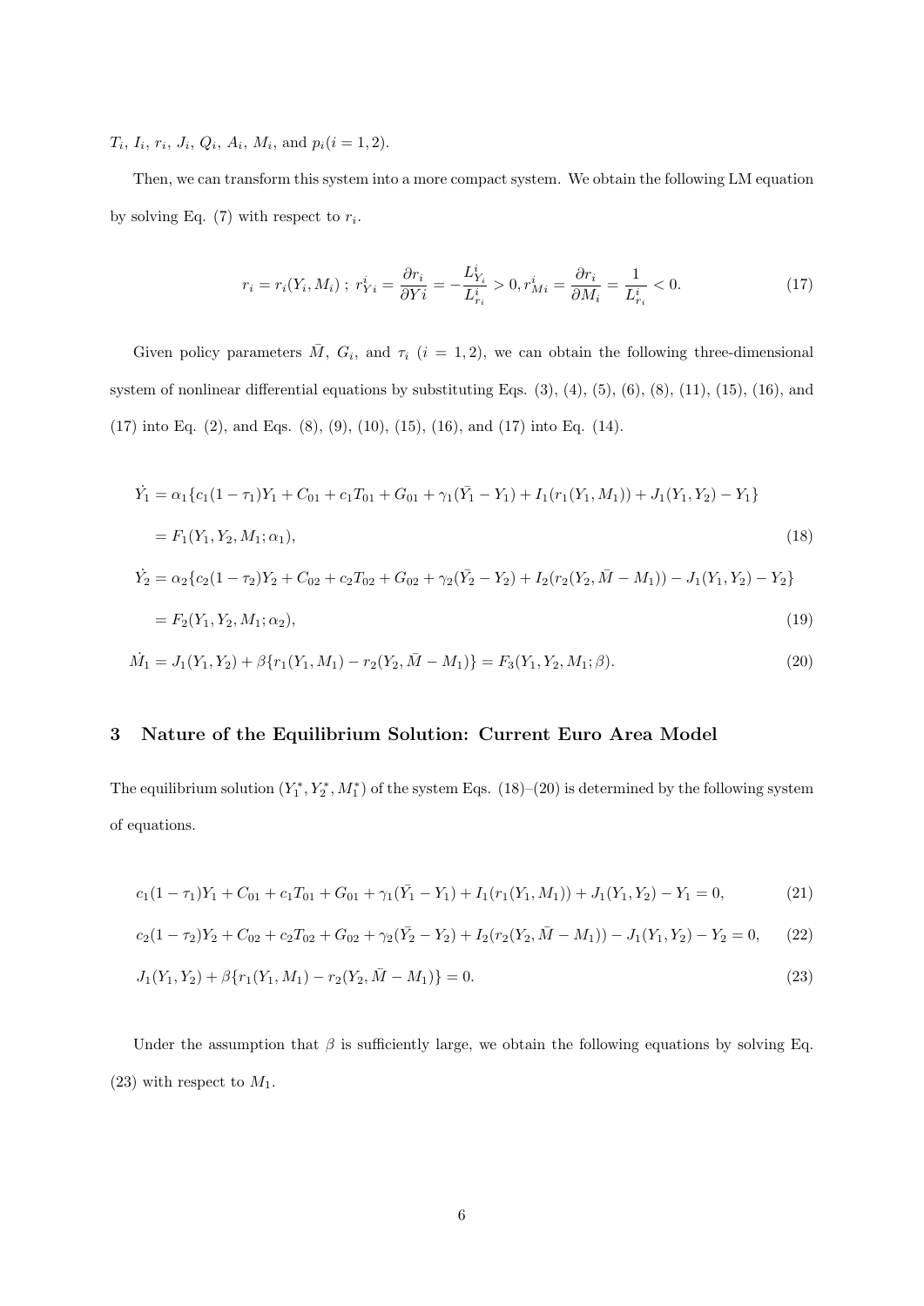$T_i$, $I_i$, $r_i$, $J_i$, $Q_i$, $A_i$, $M_i$, and $p_i (i = 1, 2)$.

Then, we can transform this system into a more compact system. We obtain the following LM equation by solving Eq. (7) with respect to $r_i$.

$$r_i = r_i(Y_i, M_i) \; ; \; r^i_{Yi} = \frac{\partial r_i}{\partial Yi} = -\frac{L^i_{Y_i}}{L^i_{r_i}} > 0, r^i_{Mi} = \frac{\partial r_i}{\partial M_i} = \frac{1}{L^i_{r_i}} < 0. \tag{17}$$

Given policy parameters $\bar{M}$, $G_i$, and $\tau_i$ $(i = 1, 2)$, we can obtain the following three-dimensional system of nonlinear differential equations by substituting Eqs. (3), (4), (5), (6), (8), (11), (15), (16), and (17) into Eq. (2), and Eqs. (8), (9), (10), (15), (16), and (17) into Eq. (14).

$$\dot{Y_1} = \alpha_1\{c_1(1 - \tau_1)Y_1 + C_{01} + c_1T_{01} + G_{01} + \gamma_1(\bar{Y_1} - Y_1) + I_1(r_1(Y_1, M_1)) + J_1(Y_1, Y_2) - Y_1\}$$

$$= F_1(Y_1, Y_2, M_1; \alpha_1), \tag{18}$$

$$\dot{Y_2} = \alpha_2\{c_2(1 - \tau_2)Y_2 + C_{02} + c_2T_{02} + G_{02} + \gamma_2(\bar{Y_2} - Y_2) + I_2(r_2(Y_2, \bar{M} - M_1)) - J_1(Y_1, Y_2) - Y_2\}$$

$$= F_2(Y_1, Y_2, M_1; \alpha_2), \tag{19}$$

$$\dot{M_1} = J_1(Y_1, Y_2) + \beta\{r_1(Y_1, M_1) - r_2(Y_2, \bar{M} - M_1)\} = F_3(Y_1, Y_2, M_1; \beta). \tag{20}$$

## 3 Nature of the Equilibrium Solution: Current Euro Area Model

The equilibrium solution $(Y_1^*, Y_2^*, M_1^*)$ of the system Eqs. (18)–(20) is determined by the following system of equations.

$$c_1(1 - \tau_1)Y_1 + C_{01} + c_1T_{01} + G_{01} + \gamma_1(\bar{Y_1} - Y_1) + I_1(r_1(Y_1, M_1)) + J_1(Y_1, Y_2) - Y_1 = 0, \tag{21}$$

$$c_2(1 - \tau_2)Y_2 + C_{02} + c_2T_{02} + G_{02} + \gamma_2(\bar{Y_2} - Y_2) + I_2(r_2(Y_2, \bar{M} - M_1)) - J_1(Y_1, Y_2) - Y_2 = 0, \tag{22}$$

$$J_1(Y_1, Y_2) + \beta\{r_1(Y_1, M_1) - r_2(Y_2, \bar{M} - M_1)\} = 0. \tag{23}$$

Under the assumption that $\beta$ is sufficiently large, we obtain the following equations by solving Eq. (23) with respect to $M_1$.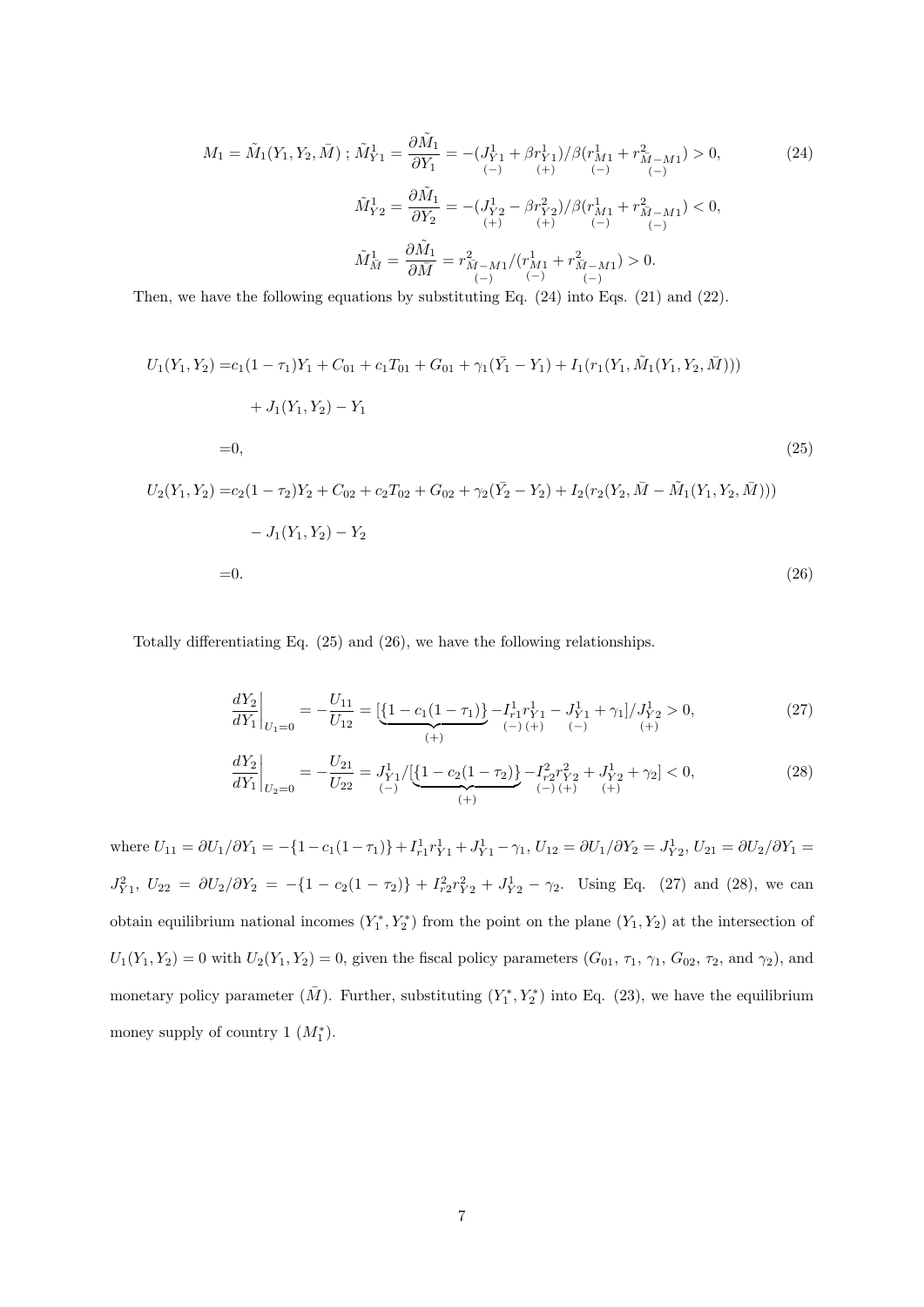$$M_1 = \tilde{M}_1(Y_1, Y_2, \bar{M}) \; ; \; \tilde{M}^1_{Y1} = \frac{\partial \tilde{M}_1}{\partial Y_1} = -(\underset{(-)}{J^1_{Y1}} + \beta \underset{(+)}{r^1_{Y1}})/\beta(\underset{(-)}{r^1_{M1}} + \underset{(-)}{r^2_{\bar{M}-M1}}) > 0, \tag{24}$$

$$\tilde{M}^1_{Y2} = \frac{\partial \tilde{M}_1}{\partial Y_2} = -(\underset{(+)}{J^1_{Y2}} - \beta \underset{(+)}{r^2_{Y2}})/\beta(\underset{(-)}{r^1_{M1}} + \underset{(-)}{r^2_{\bar{M}-M1}}) < 0,$$

$$\tilde{M}^1_{\bar{M}} = \frac{\partial \tilde{M}_1}{\partial \bar{M}} = \underset{(-)}{r^2_{\bar{M}-M1}}/(\underset{(-)}{r^1_{M1}} + \underset{(-)}{r^2_{\bar{M}-M1}}) > 0.$$

Then, we have the following equations by substituting Eq. (24) into Eqs. (21) and (22).

$$\begin{aligned} U_1(Y_1, Y_2) =& c_1(1-\tau_1)Y_1 + C_{01} + c_1 T_{01} + G_{01} + \gamma_1(\bar{Y}_1 - Y_1) + I_1(r_1(Y_1, \tilde{M}_1(Y_1, Y_2, \bar{M}))) \\ &+ J_1(Y_1, Y_2) - Y_1 \\ =& 0, \end{aligned} \tag{25}$$

$$\begin{aligned} U_2(Y_1, Y_2) =& c_2(1-\tau_2)Y_2 + C_{02} + c_2 T_{02} + G_{02} + \gamma_2(\bar{Y}_2 - Y_2) + I_2(r_2(Y_2, \bar{M} - \tilde{M}_1(Y_1, Y_2, \bar{M}))) \\ &- J_1(Y_1, Y_2) - Y_2 \\ =& 0. \end{aligned} \tag{26}$$

Totally differentiating Eq. (25) and (26), we have the following relationships.

$$\left.\frac{dY_2}{dY_1}\right|_{U_1=0} = -\frac{U_{11}}{U_{12}} = [\underbrace{\{1 - c_1(1-\tau_1)\}}_{(+)} - \underset{(-)}{I^1_{r1}} \underset{(+)}{r^1_{Y1}} - \underset{(-)}{J^1_{Y1}} + \gamma_1]/\underset{(+)}{J^1_{Y2}} > 0, \tag{27}$$

$$\left.\frac{dY_2}{dY_1}\right|_{U_2=0} = -\frac{U_{21}}{U_{22}} = \underset{(-)}{J^1_{Y1}}/[\underbrace{\{1 - c_2(1-\tau_2)\}}_{(+)} - \underset{(-)}{I^2_{r2}} \underset{(+)}{r^2_{Y2}} + \underset{(+)}{J^1_{Y2}} + \gamma_2] < 0, \tag{28}$$

where $U_{11} = \partial U_1/\partial Y_1 = -\{1 - c_1(1-\tau_1)\} + I^1_{r1} r^1_{Y1} + J^1_{Y1} - \gamma_1$, $U_{12} = \partial U_1/\partial Y_2 = J^1_{Y2}$, $U_{21} = \partial U_2/\partial Y_1 = J^2_{Y1}$, $U_{22} = \partial U_2/\partial Y_2 = -\{1 - c_2(1-\tau_2)\} + I^2_{r2} r^2_{Y2} + J^1_{Y2} - \gamma_2$. Using Eq. (27) and (28), we can obtain equilibrium national incomes $(Y_1^*, Y_2^*)$ from the point on the plane $(Y_1, Y_2)$ at the intersection of $U_1(Y_1, Y_2) = 0$ with $U_2(Y_1, Y_2) = 0$, given the fiscal policy parameters ($G_{01}$, $\tau_1$, $\gamma_1$, $G_{02}$, $\tau_2$, and $\gamma_2$), and monetary policy parameter ($\bar{M}$). Further, substituting $(Y_1^*, Y_2^*)$ into Eq. (23), we have the equilibrium money supply of country 1 ($M_1^*$).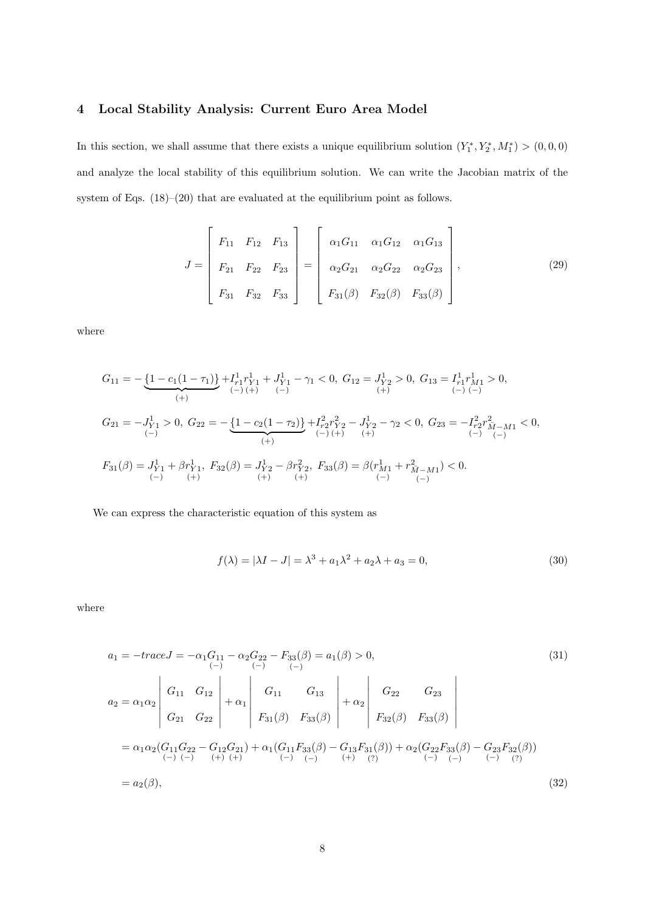## 4 Local Stability Analysis: Current Euro Area Model

In this section, we shall assume that there exists a unique equilibrium solution $(Y_1^*, Y_2^*, M_1^*) > (0, 0, 0)$ and analyze the local stability of this equilibrium solution. We can write the Jacobian matrix of the system of Eqs. (18)–(20) that are evaluated at the equilibrium point as follows.

$$J = \begin{bmatrix} F_{11} & F_{12} & F_{13} \\ F_{21} & F_{22} & F_{23} \\ F_{31} & F_{32} & F_{33} \end{bmatrix} = \begin{bmatrix} \alpha_1 G_{11} & \alpha_1 G_{12} & \alpha_1 G_{13} \\ \alpha_2 G_{21} & \alpha_2 G_{22} & \alpha_2 G_{23} \\ F_{31}(\beta) & F_{32}(\beta) & F_{33}(\beta) \end{bmatrix}, \tag{29}$$

where

$$G_{11} = -\underbrace{\{1 - c_1(1-\tau_1)\}}_{(+)} + \underset{(-)}{I_{r1}^1}\underset{(+)}{r_{Y1}^1} + \underset{(-)}{J_{Y1}^1} - \gamma_1 < 0,\ G_{12} = \underset{(+)}{J_{Y2}^1} > 0,\ G_{13} = \underset{(-)}{I_{r1}^1}\underset{(-)}{r_{M1}^1} > 0,$$

$$G_{21} = -\underset{(-)}{J_{Y1}^1} > 0,\ G_{22} = -\underbrace{\{1 - c_2(1-\tau_2)\}}_{(+)} + \underset{(-)}{I_{r2}^2}\underset{(+)}{r_{Y2}^2} - \underset{(+)}{J_{Y2}^1} - \gamma_2 < 0,\ G_{23} = -\underset{(-)}{I_{r2}^2}\underset{(-)}{r_{\bar{M}-M1}^2} < 0,$$

$$F_{31}(\beta) = \underset{(-)}{J_{Y1}^1} + \beta \underset{(+)}{r_{Y1}^1},\ F_{32}(\beta) = \underset{(+)}{J_{Y2}^1} - \beta \underset{(+)}{r_{Y2}^2},\ F_{33}(\beta) = \beta(\underset{(-)}{r_{M1}^1} + \underset{(-)}{r_{\bar{M}-M1}^2}) < 0.$$

We can express the characteristic equation of this system as

$$f(\lambda) = |\lambda I - J| = \lambda^3 + a_1\lambda^2 + a_2\lambda + a_3 = 0, \tag{30}$$

where

$$a_1 = -traceJ = -\alpha_1 \underset{(-)}{G_{11}} - \alpha_2 \underset{(-)}{G_{22}} - \underset{(-)}{F_{33}(\beta)} = a_1(\beta) > 0, \tag{31}$$

$$\begin{aligned} a_2 &= \alpha_1\alpha_2 \begin{vmatrix} G_{11} & G_{12} \\ G_{21} & G_{22} \end{vmatrix} + \alpha_1 \begin{vmatrix} G_{11} & G_{13} \\ F_{31}(\beta) & F_{33}(\beta) \end{vmatrix} + \alpha_2 \begin{vmatrix} G_{22} & G_{23} \\ F_{32}(\beta) & F_{33}(\beta) \end{vmatrix} \\ &= \alpha_1\alpha_2(\underset{(-)}{G_{11}}\underset{(-)}{G_{22}} - \underset{(+)}{G_{12}}\underset{(+)}{G_{21}}) + \alpha_1(\underset{(-)}{G_{11}}\underset{(-)}{F_{33}(\beta)} - \underset{(+)}{G_{13}}\underset{(?)}{F_{31}(\beta)}) + \alpha_2(\underset{(-)}{G_{22}}\underset{(-)}{F_{33}(\beta)} - \underset{(-)}{G_{23}}\underset{(?)}{F_{32}(\beta)}) \\ &= a_2(\beta), \end{aligned} \tag{32}$$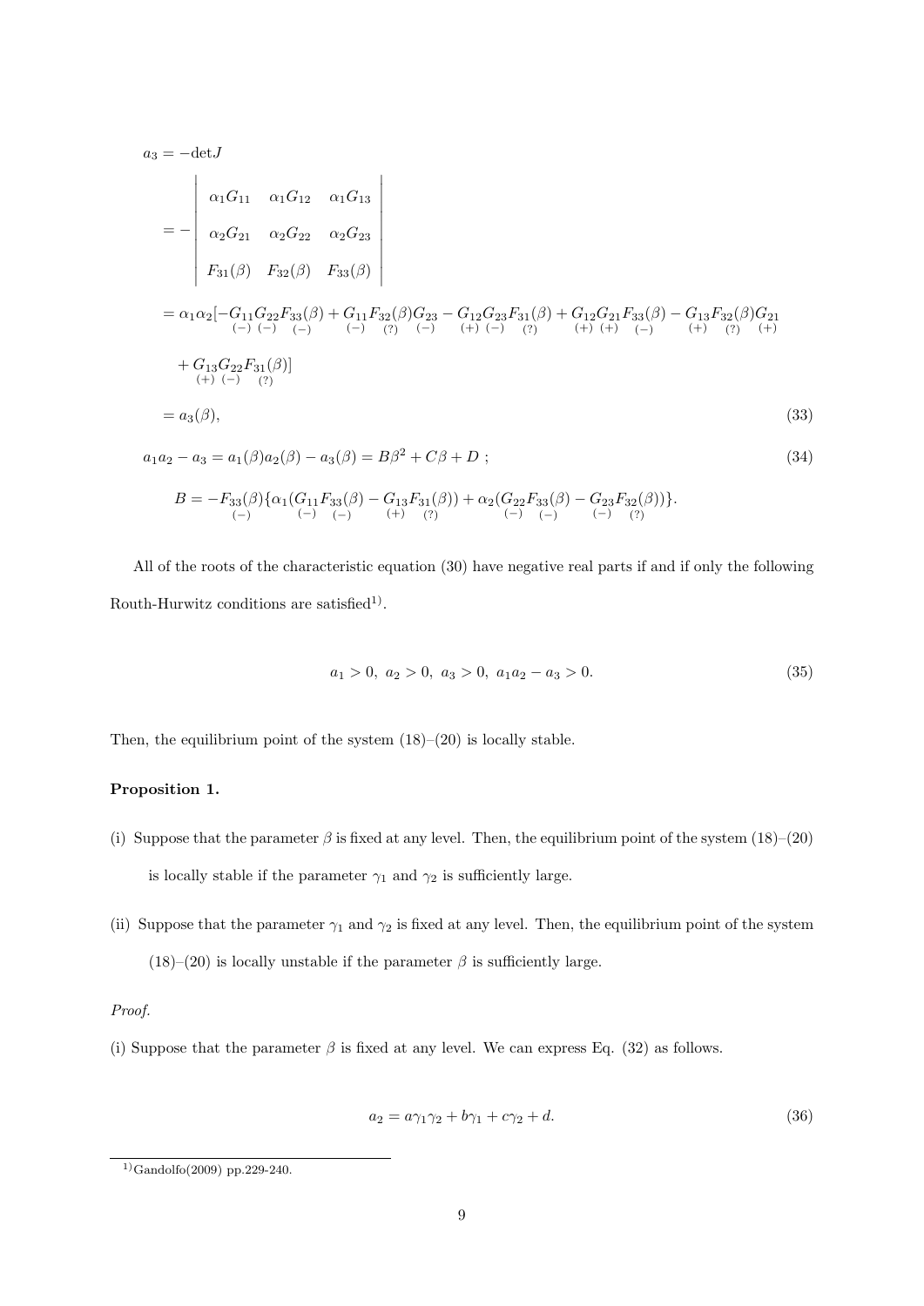$$
\begin{aligned}
a_3 &= -\det J \\
&= -\begin{vmatrix} \alpha_1 G_{11} & \alpha_1 G_{12} & \alpha_1 G_{13} \\ \alpha_2 G_{21} & \alpha_2 G_{22} & \alpha_2 G_{23} \\ F_{31}(\beta) & F_{32}(\beta) & F_{33}(\beta) \end{vmatrix} \\
&= \alpha_1\alpha_2[-\underset{(-)}{G_{11}}\underset{(-)}{G_{22}}\underset{(-)}{F_{33}(\beta)} + \underset{(-)}{G_{11}}\underset{(?)}{F_{32}(\beta)}\underset{(-)}{G_{23}} - \underset{(+)}{G_{12}}\underset{(-)}{G_{23}}\underset{(?)}{F_{31}(\beta)} + \underset{(+)}{G_{12}}\underset{(+)}{G_{21}}\underset{(-)}{F_{33}(\beta)} - \underset{(+)}{G_{13}}\underset{(?)}{F_{32}(\beta)}\underset{(+)}{G_{21}} \\
&\quad + \underset{(+)}{G_{13}}\underset{(-)}{G_{22}}\underset{(?)}{F_{31}(\beta)}] \\
&= a_3(\beta), \qquad (33)
\end{aligned}
$$

$$
a_1a_2 - a_3 = a_1(\beta)a_2(\beta) - a_3(\beta) = B\beta^2 + C\beta + D \; ; \qquad (34)
$$

$$
B = -\underset{(-)}{F_{33}(\beta)}\{\alpha_1(\underset{(-)}{G_{11}}\underset{(-)}{F_{33}(\beta)} - \underset{(+)}{G_{13}}\underset{(?)}{F_{31}(\beta)}) + \alpha_2(\underset{(-)}{G_{22}}\underset{(-)}{F_{33}(\beta)} - \underset{(-)}{G_{23}}\underset{(?)}{F_{32}(\beta)})\}.
$$

All of the roots of the characteristic equation (30) have negative real parts if and if only the following Routh-Hurwitz conditions are satisfied[1].

$$
a_1 > 0,\ a_2 > 0,\ a_3 > 0,\ a_1a_2 - a_3 > 0. \qquad (35)
$$

Then, the equilibrium point of the system (18)–(20) is locally stable.

**Proposition 1.**

(i) Suppose that the parameter $\beta$ is fixed at any level. Then, the equilibrium point of the system (18)–(20) is locally stable if the parameter $\gamma_1$ and $\gamma_2$ is sufficiently large.

(ii) Suppose that the parameter $\gamma_1$ and $\gamma_2$ is fixed at any level. Then, the equilibrium point of the system (18)–(20) is locally unstable if the parameter $\beta$ is sufficiently large.

*Proof.*

(i) Suppose that the parameter $\beta$ is fixed at any level. We can express Eq. (32) as follows.

$$
a_2 = a\gamma_1\gamma_2 + b\gamma_1 + c\gamma_2 + d. \qquad (36)
$$

[1] Gandolfo(2009) pp.229-240.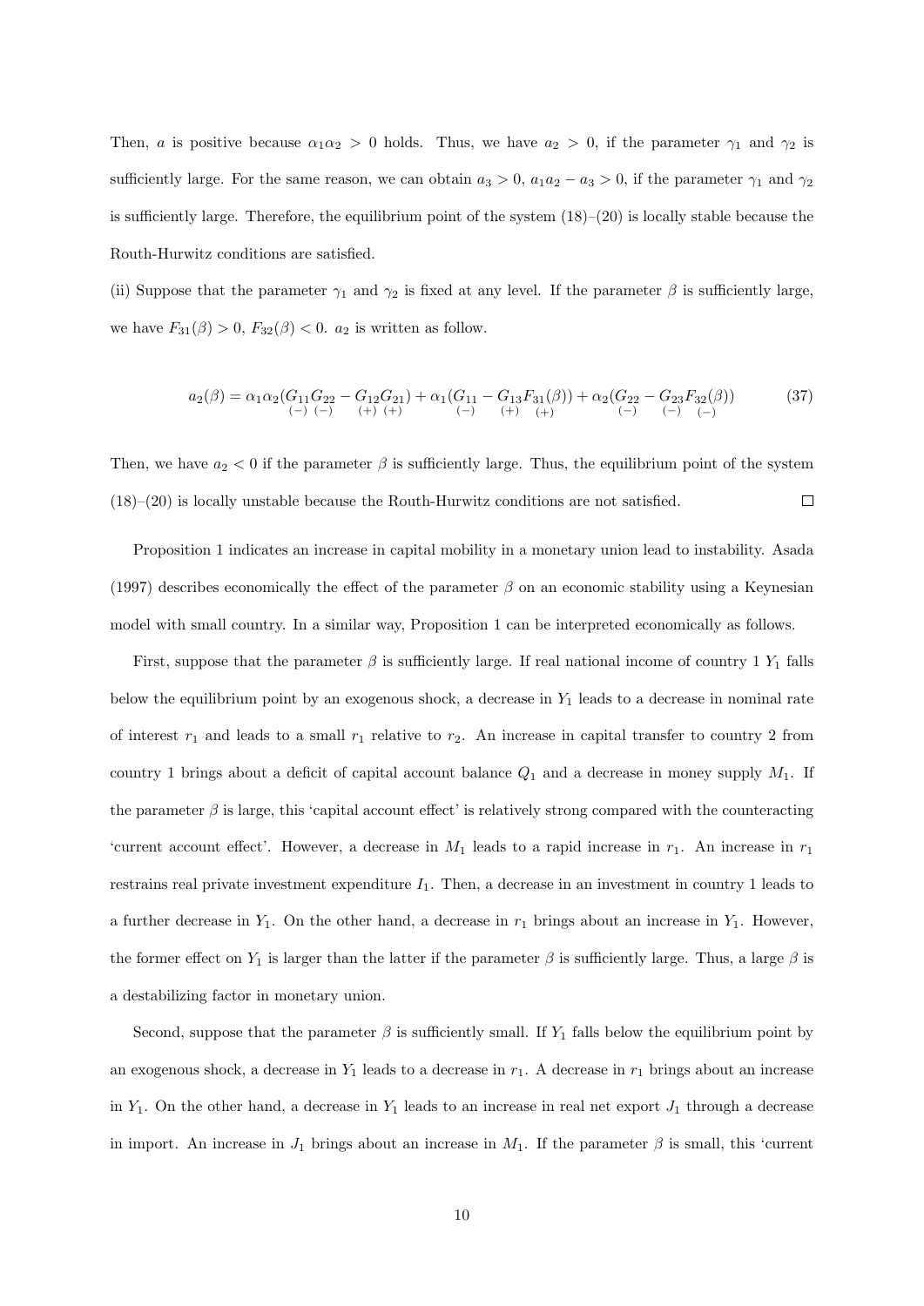Then, $a$ is positive because $\alpha_1\alpha_2 > 0$ holds. Thus, we have $a_2 > 0$, if the parameter $\gamma_1$ and $\gamma_2$ is sufficiently large. For the same reason, we can obtain $a_3 > 0$, $a_1 a_2 - a_3 > 0$, if the parameter $\gamma_1$ and $\gamma_2$ is sufficiently large. Therefore, the equilibrium point of the system (18)–(20) is locally stable because the Routh-Hurwitz conditions are satisfied.

(ii) Suppose that the parameter $\gamma_1$ and $\gamma_2$ is fixed at any level. If the parameter $\beta$ is sufficiently large, we have $F_{31}(\beta) > 0$, $F_{32}(\beta) < 0$. $a_2$ is written as follow.

$$a_2(\beta) = \alpha_1\alpha_2(\underset{(-)}{G_{11}}\underset{(-)}{G_{22}} - \underset{(+)}{G_{12}}\underset{(+)}{G_{21}}) + \alpha_1(\underset{(-)}{G_{11}} - \underset{(+)}{G_{13}}\underset{(+)}{F_{31}(\beta)}) + \alpha_2(\underset{(-)}{G_{22}} - \underset{(-)}{G_{23}}\underset{(-)}{F_{32}(\beta)}) \tag{37}$$

Then, we have $a_2 < 0$ if the parameter $\beta$ is sufficiently large. Thus, the equilibrium point of the system (18)–(20) is locally unstable because the Routh-Hurwitz conditions are not satisfied. □

Proposition 1 indicates an increase in capital mobility in a monetary union lead to instability. Asada (1997) describes economically the effect of the parameter $\beta$ on an economic stability using a Keynesian model with small country. In a similar way, Proposition 1 can be interpreted economically as follows.

First, suppose that the parameter $\beta$ is sufficiently large. If real national income of country 1 $Y_1$ falls below the equilibrium point by an exogenous shock, a decrease in $Y_1$ leads to a decrease in nominal rate of interest $r_1$ and leads to a small $r_1$ relative to $r_2$. An increase in capital transfer to country 2 from country 1 brings about a deficit of capital account balance $Q_1$ and a decrease in money supply $M_1$. If the parameter $\beta$ is large, this 'capital account effect' is relatively strong compared with the counteracting 'current account effect'. However, a decrease in $M_1$ leads to a rapid increase in $r_1$. An increase in $r_1$ restrains real private investment expenditure $I_1$. Then, a decrease in an investment in country 1 leads to a further decrease in $Y_1$. On the other hand, a decrease in $r_1$ brings about an increase in $Y_1$. However, the former effect on $Y_1$ is larger than the latter if the parameter $\beta$ is sufficiently large. Thus, a large $\beta$ is a destabilizing factor in monetary union.

Second, suppose that the parameter $\beta$ is sufficiently small. If $Y_1$ falls below the equilibrium point by an exogenous shock, a decrease in $Y_1$ leads to a decrease in $r_1$. A decrease in $r_1$ brings about an increase in $Y_1$. On the other hand, a decrease in $Y_1$ leads to an increase in real net export $J_1$ through a decrease in import. An increase in $J_1$ brings about an increase in $M_1$. If the parameter $\beta$ is small, this 'current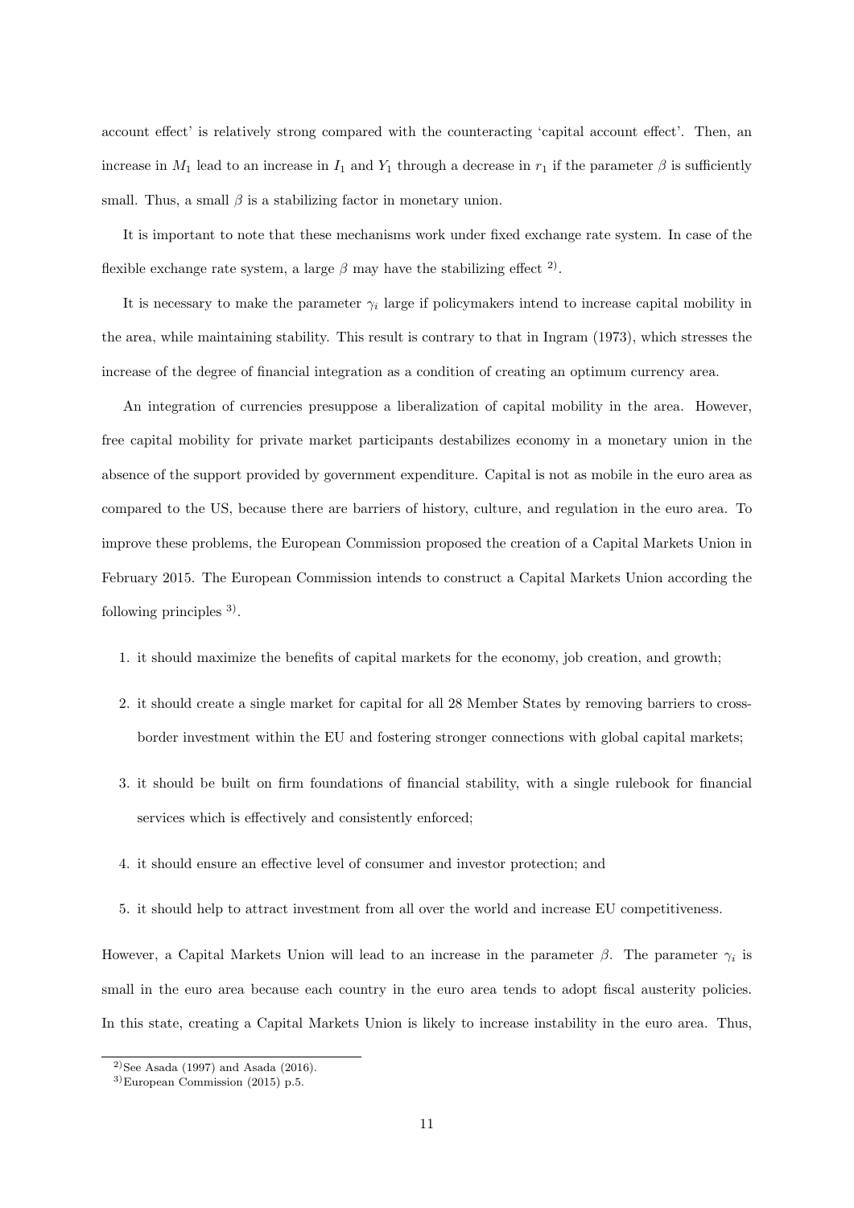account effect' is relatively strong compared with the counteracting 'capital account effect'. Then, an increase in $M_1$ lead to an increase in $I_1$ and $Y_1$ through a decrease in $r_1$ if the parameter $\beta$ is sufficiently small. Thus, a small $\beta$ is a stabilizing factor in monetary union.

It is important to note that these mechanisms work under fixed exchange rate system. In case of the flexible exchange rate system, a large $\beta$ may have the stabilizing effect [2)].

It is necessary to make the parameter $\gamma_i$ large if policymakers intend to increase capital mobility in the area, while maintaining stability. This result is contrary to that in Ingram (1973), which stresses the increase of the degree of financial integration as a condition of creating an optimum currency area.

An integration of currencies presuppose a liberalization of capital mobility in the area. However, free capital mobility for private market participants destabilizes economy in a monetary union in the absence of the support provided by government expenditure. Capital is not as mobile in the euro area as compared to the US, because there are barriers of history, culture, and regulation in the euro area. To improve these problems, the European Commission proposed the creation of a Capital Markets Union in February 2015. The European Commission intends to construct a Capital Markets Union according the following principles [3)].

1. it should maximize the benefits of capital markets for the economy, job creation, and growth;
2. it should create a single market for capital for all 28 Member States by removing barriers to cross-border investment within the EU and fostering stronger connections with global capital markets;
3. it should be built on firm foundations of financial stability, with a single rulebook for financial services which is effectively and consistently enforced;
4. it should ensure an effective level of consumer and investor protection; and
5. it should help to attract investment from all over the world and increase EU competitiveness.

However, a Capital Markets Union will lead to an increase in the parameter $\beta$. The parameter $\gamma_i$ is small in the euro area because each country in the euro area tends to adopt fiscal austerity policies. In this state, creating a Capital Markets Union is likely to increase instability in the euro area. Thus,

[2)] See Asada (1997) and Asada (2016).

[3)] European Commission (2015) p.5.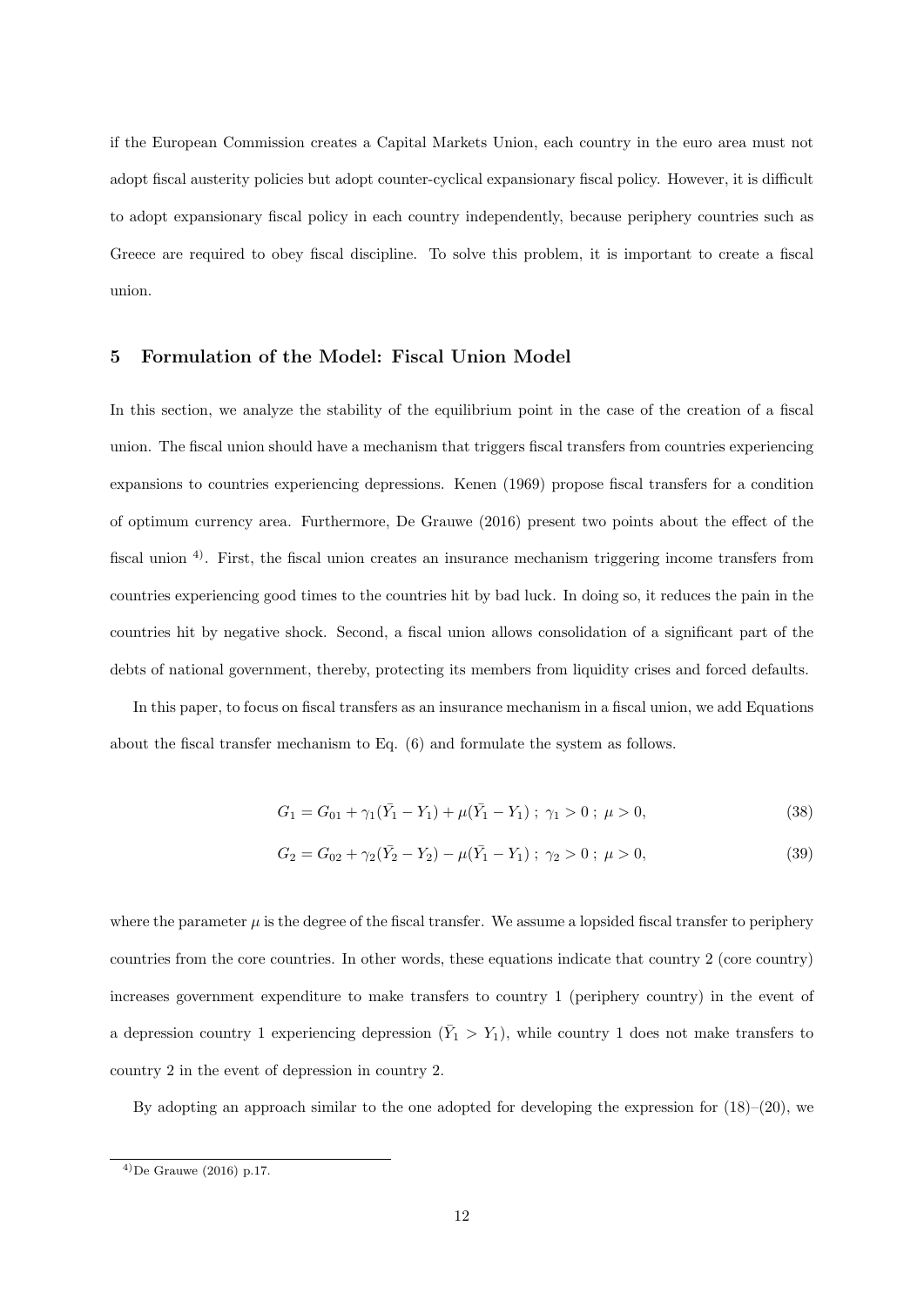if the European Commission creates a Capital Markets Union, each country in the euro area must not adopt fiscal austerity policies but adopt counter-cyclical expansionary fiscal policy. However, it is difficult to adopt expansionary fiscal policy in each country independently, because periphery countries such as Greece are required to obey fiscal discipline. To solve this problem, it is important to create a fiscal union.

## 5 Formulation of the Model: Fiscal Union Model

In this section, we analyze the stability of the equilibrium point in the case of the creation of a fiscal union. The fiscal union should have a mechanism that triggers fiscal transfers from countries experiencing expansions to countries experiencing depressions. Kenen (1969) propose fiscal transfers for a condition of optimum currency area. Furthermore, De Grauwe (2016) present two points about the effect of the fiscal union [4]. First, the fiscal union creates an insurance mechanism triggering income transfers from countries experiencing good times to the countries hit by bad luck. In doing so, it reduces the pain in the countries hit by negative shock. Second, a fiscal union allows consolidation of a significant part of the debts of national government, thereby, protecting its members from liquidity crises and forced defaults.

In this paper, to focus on fiscal transfers as an insurance mechanism in a fiscal union, we add Equations about the fiscal transfer mechanism to Eq. (6) and formulate the system as follows.

$$G_1 = G_{01} + \gamma_1(\bar{Y_1} - Y_1) + \mu(\bar{Y_1} - Y_1)\ ;\ \gamma_1 > 0\ ;\ \mu > 0, \tag{38}$$

$$G_2 = G_{02} + \gamma_2(\bar{Y_2} - Y_2) - \mu(\bar{Y_1} - Y_1)\ ;\ \gamma_2 > 0\ ;\ \mu > 0, \tag{39}$$

where the parameter $\mu$ is the degree of the fiscal transfer. We assume a lopsided fiscal transfer to periphery countries from the core countries. In other words, these equations indicate that country 2 (core country) increases government expenditure to make transfers to country 1 (periphery country) in the event of a depression country 1 experiencing depression ($\bar{Y_1} > Y_1$), while country 1 does not make transfers to country 2 in the event of depression in country 2.

By adopting an approach similar to the one adopted for developing the expression for (18)–(20), we

[4] De Grauwe (2016) p.17.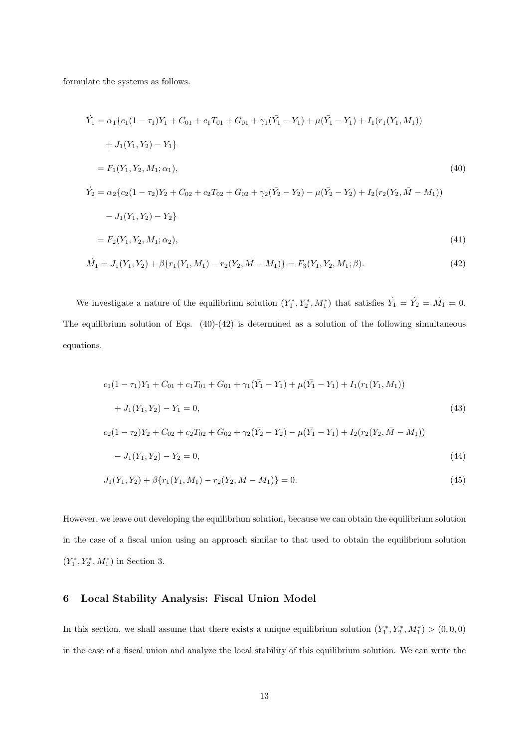formulate the systems as follows.

$$
\begin{aligned}
\dot{Y}_1 &= \alpha_1\{c_1(1-\tau_1)Y_1 + C_{01} + c_1T_{01} + G_{01} + \gamma_1(\bar{Y}_1 - Y_1) + \mu(\bar{Y}_1 - Y_1) + I_1(r_1(Y_1, M_1)) \\
&\quad + J_1(Y_1, Y_2) - Y_1\} \\
&= F_1(Y_1, Y_2, M_1; \alpha_1), \qquad (40)\\
\dot{Y}_2 &= \alpha_2\{c_2(1-\tau_2)Y_2 + C_{02} + c_2T_{02} + G_{02} + \gamma_2(\bar{Y}_2 - Y_2) - \mu(\bar{Y}_2 - Y_2) + I_2(r_2(Y_2, \bar{M} - M_1)) \\
&\quad - J_1(Y_1, Y_2) - Y_2\} \\
&= F_2(Y_1, Y_2, M_1; \alpha_2), \qquad (41)\\
\dot{M}_1 &= J_1(Y_1, Y_2) + \beta\{r_1(Y_1, M_1) - r_2(Y_2, \bar{M} - M_1)\} = F_3(Y_1, Y_2, M_1; \beta). \qquad (42)
\end{aligned}
$$

We investigate a nature of the equilibrium solution $(Y_1^*, Y_2^*, M_1^*)$ that satisfies $\dot{Y}_1 = \dot{Y}_2 = \dot{M}_1 = 0$. The equilibrium solution of Eqs. (40)-(42) is determined as a solution of the following simultaneous equations.

$$
\begin{aligned}
&c_1(1-\tau_1)Y_1 + C_{01} + c_1T_{01} + G_{01} + \gamma_1(\bar{Y}_1 - Y_1) + \mu(\bar{Y}_1 - Y_1) + I_1(r_1(Y_1, M_1)) \\
&\quad + J_1(Y_1, Y_2) - Y_1 = 0, \qquad (43)\\
&c_2(1-\tau_2)Y_2 + C_{02} + c_2T_{02} + G_{02} + \gamma_2(\bar{Y}_2 - Y_2) - \mu(\bar{Y}_1 - Y_1) + I_2(r_2(Y_2, \bar{M} - M_1)) \\
&\quad - J_1(Y_1, Y_2) - Y_2 = 0, \qquad (44)\\
&J_1(Y_1, Y_2) + \beta\{r_1(Y_1, M_1) - r_2(Y_2, \bar{M} - M_1)\} = 0. \qquad (45)
\end{aligned}
$$

However, we leave out developing the equilibrium solution, because we can obtain the equilibrium solution in the case of a fiscal union using an approach similar to that used to obtain the equilibrium solution $(Y_1^*, Y_2^*, M_1^*)$ in Section 3.

## 6 Local Stability Analysis: Fiscal Union Model

In this section, we shall assume that there exists a unique equilibrium solution $(Y_1^*, Y_2^*, M_1^*) > (0, 0, 0)$ in the case of a fiscal union and analyze the local stability of this equilibrium solution. We can write the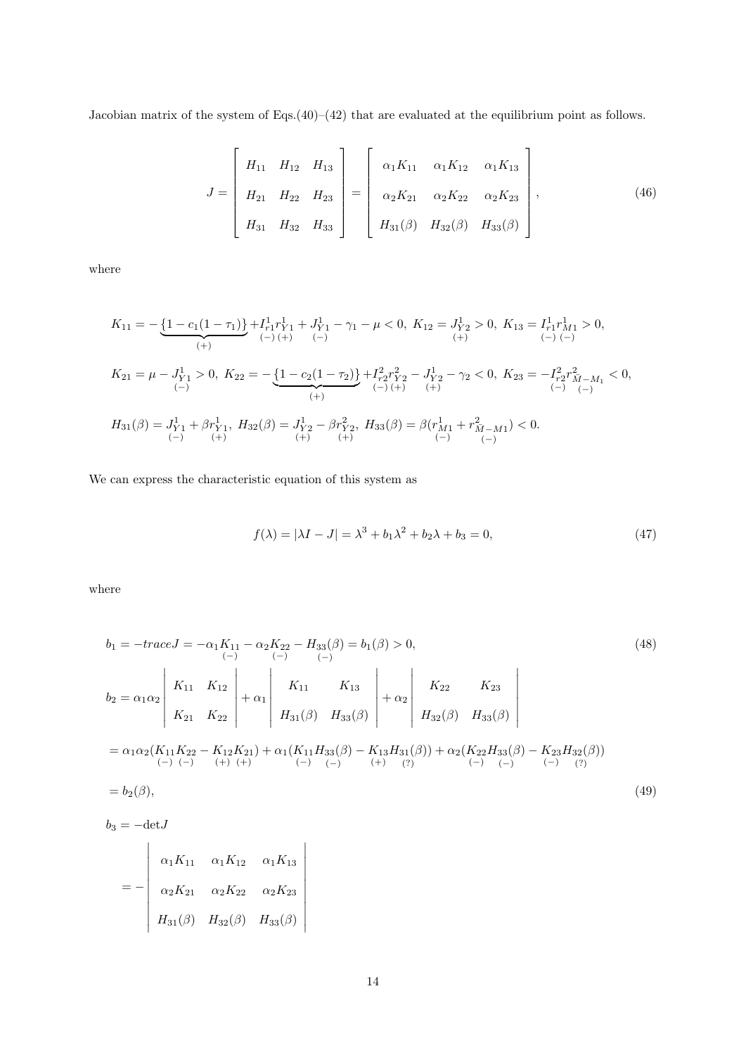Jacobian matrix of the system of Eqs.(40)–(42) that are evaluated at the equilibrium point as follows.

$$
J = \begin{bmatrix} H_{11} & H_{12} & H_{13} \\ H_{21} & H_{22} & H_{23} \\ H_{31} & H_{32} & H_{33} \end{bmatrix} = \begin{bmatrix} \alpha_1 K_{11} & \alpha_1 K_{12} & \alpha_1 K_{13} \\ \alpha_2 K_{21} & \alpha_2 K_{22} & \alpha_2 K_{23} \\ H_{31}(\beta) & H_{32}(\beta) & H_{33}(\beta) \end{bmatrix}, \tag{46}
$$

where

$$
K_{11} = -\underbrace{\{1 - c_1(1-\tau_1)\}}_{(+)} + \underset{(-)}{I^1_{r1}} \underset{(+)}{r^1_{Y1}} + \underset{(-)}{J^1_{Y1}} - \gamma_1 - \mu < 0,\ K_{12} = \underset{(+)}{J^1_{Y2}} > 0,\ K_{13} = \underset{(-)}{I^1_{r1}} \underset{(-)}{r^1_{M1}} > 0,
$$

$$
K_{21} = \mu - \underset{(-)}{J^1_{Y1}} > 0,\ K_{22} = -\underbrace{\{1 - c_2(1-\tau_2)\}}_{(+)} + \underset{(-)}{I^2_{r2}} \underset{(+)}{r^2_{Y2}} - \underset{(+)}{J^1_{Y2}} - \gamma_2 < 0,\ K_{23} = -\underset{(-)}{I^2_{r2}} \underset{(-)}{r^2_{M-M_1}} < 0,
$$

$$
H_{31}(\beta) = \underset{(-)}{J^1_{Y1}} + \beta \underset{(+)}{r^1_{Y1}},\ H_{32}(\beta) = \underset{(+)}{J^1_{Y2}} - \beta \underset{(+)}{r^2_{Y2}},\ H_{33}(\beta) = \beta(\underset{(-)}{r^1_{M1}} + \underset{(-)}{r^2_{M-M1}}) < 0.
$$

We can express the characteristic equation of this system as

$$
f(\lambda) = |\lambda I - J| = \lambda^3 + b_1 \lambda^2 + b_2 \lambda + b_3 = 0, \tag{47}
$$

where

$$
b_1 = -trace J = -\alpha_1 \underset{(-)}{K_{11}} - \alpha_2 \underset{(-)}{K_{22}} - \underset{(-)}{H_{33}(\beta)} = b_1(\beta) > 0, \tag{48}
$$

$$
\begin{aligned}
b_2 &= \alpha_1 \alpha_2 \begin{vmatrix} K_{11} & K_{12} \\ K_{21} & K_{22} \end{vmatrix} + \alpha_1 \begin{vmatrix} K_{11} & K_{13} \\ H_{31}(\beta) & H_{33}(\beta) \end{vmatrix} + \alpha_2 \begin{vmatrix} K_{22} & K_{23} \\ H_{32}(\beta) & H_{33}(\beta) \end{vmatrix} \\
&= \alpha_1 \alpha_2 (\underset{(-)}{K_{11}} \underset{(-)}{K_{22}} - \underset{(+)}{K_{12}} \underset{(+)}{K_{21}}) + \alpha_1 (\underset{(-)}{K_{11}} \underset{(-)}{H_{33}(\beta)} - \underset{(+)}{K_{13}} \underset{(?)}{H_{31}(\beta)}) + \alpha_2 (\underset{(-)}{K_{22}} \underset{(-)}{H_{33}(\beta)} - \underset{(-)}{K_{23}} \underset{(?)}{H_{32}(\beta)}) \\
&= b_2(\beta),
\end{aligned} \tag{49}
$$

$$
\begin{aligned}
b_3 &= -\det J \\
&= -\begin{vmatrix} \alpha_1 K_{11} & \alpha_1 K_{12} & \alpha_1 K_{13} \\ \alpha_2 K_{21} & \alpha_2 K_{22} & \alpha_2 K_{23} \\ H_{31}(\beta) & H_{32}(\beta) & H_{33}(\beta) \end{vmatrix}
\end{aligned}
$$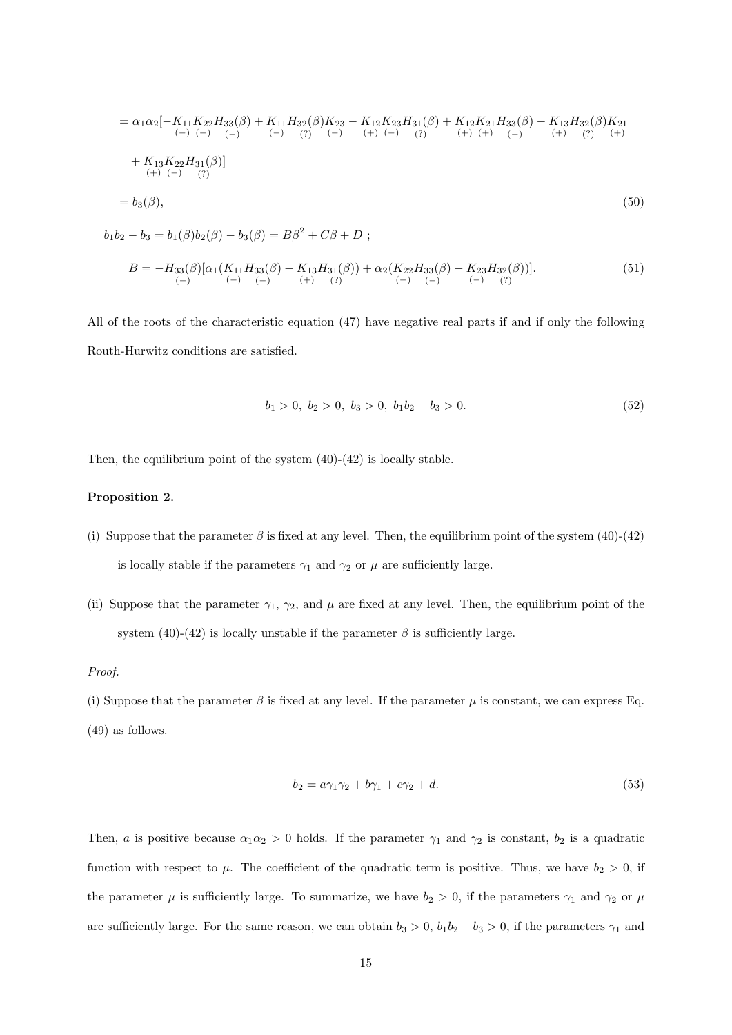$$= \alpha_1\alpha_2[-\underset{(-)}{K_{11}}\underset{(-)}{K_{22}}\underset{(-)}{H_{33}(\beta)} + \underset{(-)}{K_{11}}\underset{(?)}{H_{32}(\beta)}\underset{(-)}{K_{23}} - \underset{(+)}{K_{12}}\underset{(-)}{K_{23}}\underset{(?)}{H_{31}(\beta)} + \underset{(+)}{K_{12}}\underset{(+)}{K_{21}}\underset{(-)}{H_{33}(\beta)} - \underset{(+)}{K_{13}}\underset{(?)}{H_{32}(\beta)}\underset{(+)}{K_{21}}$$

$$+ \underset{(+)}{K_{13}}\underset{(-)}{K_{22}}\underset{(?)}{H_{31}(\beta)}]$$

$$= b_3(\beta), \tag{50}$$

$$b_1 b_2 - b_3 = b_1(\beta)b_2(\beta) - b_3(\beta) = B\beta^2 + C\beta + D \ ;$$

$$B = -\underset{(-)}{H_{33}(\beta)}[\alpha_1(\underset{(-)}{K_{11}}\underset{(-)}{H_{33}(\beta)} - \underset{(+)}{K_{13}}\underset{(?)}{H_{31}(\beta)}) + \alpha_2(\underset{(-)}{K_{22}}\underset{(-)}{H_{33}(\beta)} - \underset{(-)}{K_{23}}\underset{(?)}{H_{32}(\beta)})]. \tag{51}$$

All of the roots of the characteristic equation (47) have negative real parts if and if only the following Routh-Hurwitz conditions are satisfied.

$$b_1 > 0, \ b_2 > 0, \ b_3 > 0, \ b_1 b_2 - b_3 > 0. \tag{52}$$

Then, the equilibrium point of the system (40)-(42) is locally stable.

**Proposition 2.**

(i) Suppose that the parameter $\beta$ is fixed at any level. Then, the equilibrium point of the system (40)-(42) is locally stable if the parameters $\gamma_1$ and $\gamma_2$ or $\mu$ are sufficiently large.

(ii) Suppose that the parameter $\gamma_1$, $\gamma_2$, and $\mu$ are fixed at any level. Then, the equilibrium point of the system (40)-(42) is locally unstable if the parameter $\beta$ is sufficiently large.

*Proof.*

(i) Suppose that the parameter $\beta$ is fixed at any level. If the parameter $\mu$ is constant, we can express Eq. (49) as follows.

$$b_2 = a\gamma_1\gamma_2 + b\gamma_1 + c\gamma_2 + d. \tag{53}$$

Then, $a$ is positive because $\alpha_1\alpha_2 > 0$ holds. If the parameter $\gamma_1$ and $\gamma_2$ is constant, $b_2$ is a quadratic function with respect to $\mu$. The coefficient of the quadratic term is positive. Thus, we have $b_2 > 0$, if the parameter $\mu$ is sufficiently large. To summarize, we have $b_2 > 0$, if the parameters $\gamma_1$ and $\gamma_2$ or $\mu$ are sufficiently large. For the same reason, we can obtain $b_3 > 0$, $b_1 b_2 - b_3 > 0$, if the parameters $\gamma_1$ and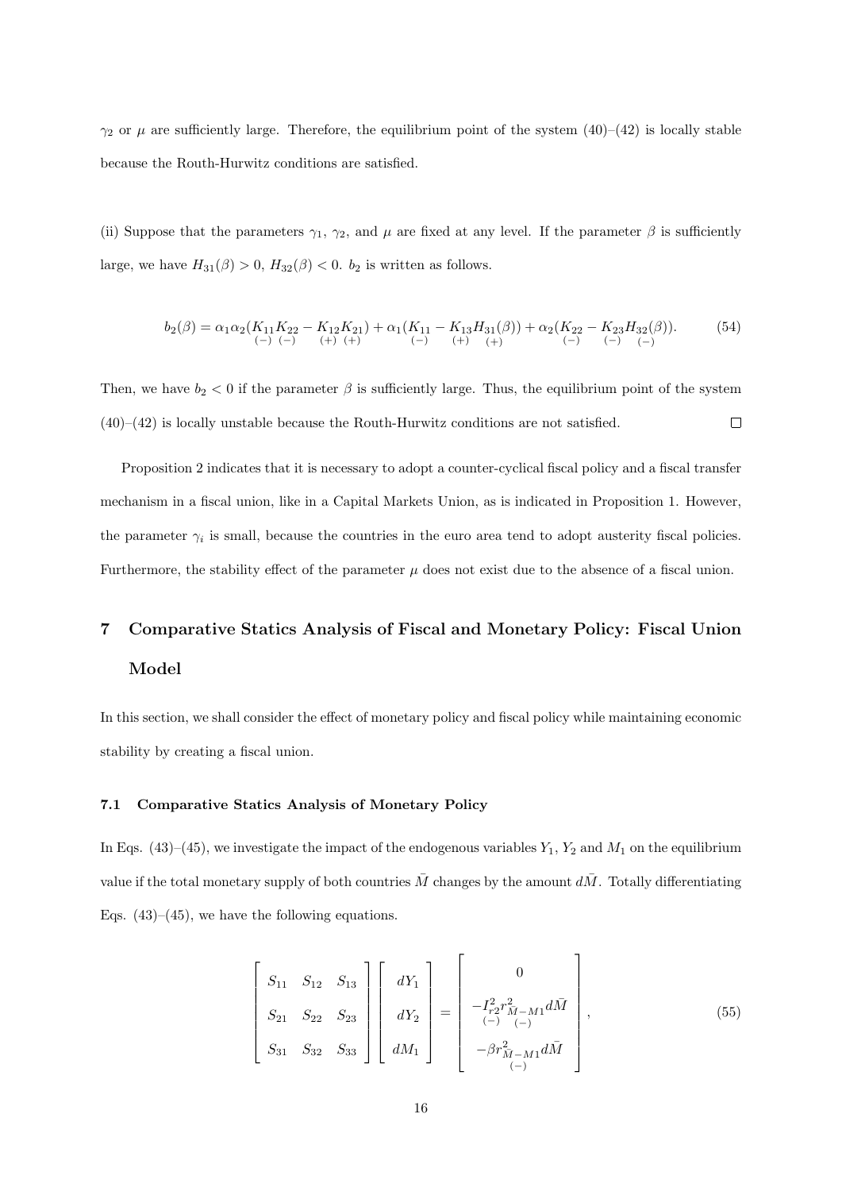$\gamma_2$ or $\mu$ are sufficiently large. Therefore, the equilibrium point of the system (40)–(42) is locally stable because the Routh-Hurwitz conditions are satisfied.

(ii) Suppose that the parameters $\gamma_1$, $\gamma_2$, and $\mu$ are fixed at any level. If the parameter $\beta$ is sufficiently large, we have $H_{31}(\beta) > 0$, $H_{32}(\beta) < 0$. $b_2$ is written as follows.

$$b_2(\beta) = \alpha_1\alpha_2(\underset{(-)}{K_{11}}\underset{(-)}{K_{22}} - \underset{(+)}{K_{12}}\underset{(+)}{K_{21}}) + \alpha_1(\underset{(-)}{K_{11}} - \underset{(+)}{K_{13}}\underset{(+)}{H_{31}(\beta)}) + \alpha_2(\underset{(-)}{K_{22}} - \underset{(-)}{K_{23}}\underset{(-)}{H_{32}(\beta)}). \tag{54}$$

Then, we have $b_2 < 0$ if the parameter $\beta$ is sufficiently large. Thus, the equilibrium point of the system (40)–(42) is locally unstable because the Routh-Hurwitz conditions are not satisfied. □

Proposition 2 indicates that it is necessary to adopt a counter-cyclical fiscal policy and a fiscal transfer mechanism in a fiscal union, like in a Capital Markets Union, as is indicated in Proposition 1. However, the parameter $\gamma_i$ is small, because the countries in the euro area tend to adopt austerity fiscal policies. Furthermore, the stability effect of the parameter $\mu$ does not exist due to the absence of a fiscal union.

## 7 Comparative Statics Analysis of Fiscal and Monetary Policy: Fiscal Union Model

In this section, we shall consider the effect of monetary policy and fiscal policy while maintaining economic stability by creating a fiscal union.

### 7.1 Comparative Statics Analysis of Monetary Policy

In Eqs. (43)–(45), we investigate the impact of the endogenous variables $Y_1$, $Y_2$ and $M_1$ on the equilibrium value if the total monetary supply of both countries $\bar{M}$ changes by the amount $d\bar{M}$. Totally differentiating Eqs. (43)–(45), we have the following equations.

$$\begin{bmatrix} S_{11} & S_{12} & S_{13} \\ S_{21} & S_{22} & S_{23} \\ S_{31} & S_{32} & S_{33} \end{bmatrix} \begin{bmatrix} dY_1 \\ dY_2 \\ dM_1 \end{bmatrix} = \begin{bmatrix} 0 \\ -\underset{(-)}{I_{r2}^2}\underset{(-)}{r_{\bar{M}-M1}^2}d\bar{M} \\ -\beta \underset{(-)}{r_{\bar{M}-M1}^2}d\bar{M} \end{bmatrix}, \tag{55}$$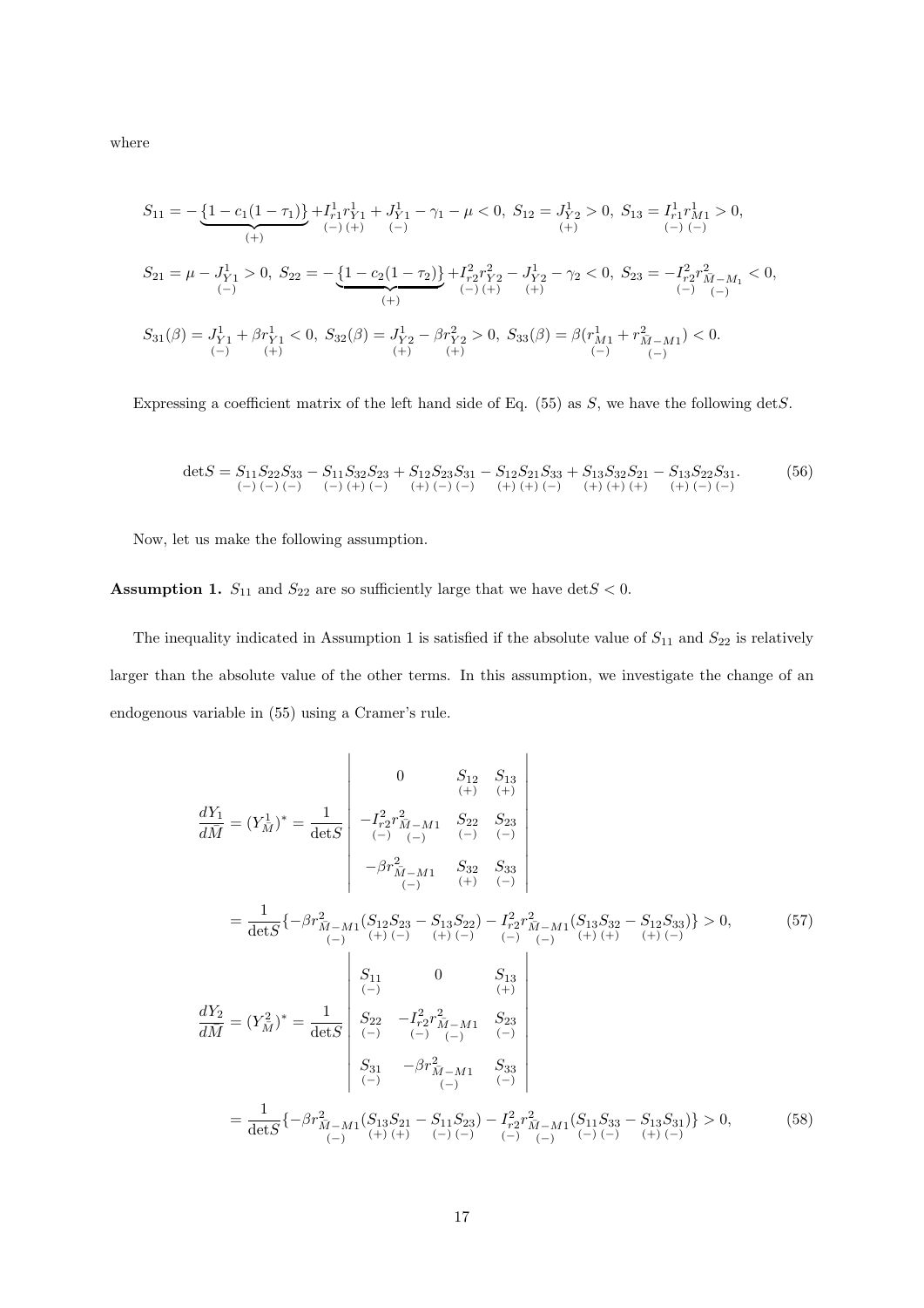where

$$S_{11} = -\underbrace{\{1 - c_1(1-\tau_1)\}}_{(+)} + \underset{(-)}{I_{r1}^1}\underset{(+)}{r_{Y1}^1} + \underset{(-)}{J_{Y1}^1} - \gamma_1 - \mu < 0,\ S_{12} = \underset{(+)}{J_{Y2}^1} > 0,\ S_{13} = \underset{(-)}{I_{r1}^1}\underset{(-)}{r_{M1}^1} > 0,$$

$$S_{21} = \mu - \underset{(-)}{J_{Y1}^1} > 0,\ S_{22} = -\underbrace{\{1 - c_2(1-\tau_2)\}}_{(+)} + \underset{(-)}{I_{r2}^2}\underset{(+)}{r_{Y2}^2} - \underset{(+)}{J_{Y2}^1} - \gamma_2 < 0,\ S_{23} = -\underset{(-)}{I_{r2}^2}\underset{(-)}{r_{\bar{M}-M_1}^2} < 0,$$

$$S_{31}(\beta) = \underset{(-)}{J_{Y1}^1} + \beta \underset{(+)}{r_{Y1}^1} < 0,\ S_{32}(\beta) = \underset{(+)}{J_{Y2}^1} - \beta \underset{(+)}{r_{Y2}^2} > 0,\ S_{33}(\beta) = \beta(\underset{(-)}{r_{M1}^1} + \underset{(-)}{r_{\bar{M}-M1}^2}) < 0.$$

Expressing a coefficient matrix of the left hand side of Eq. (55) as $S$, we have the following $\det S$.

$$\det S = \underset{(-)}{S_{11}}\underset{(-)}{S_{22}}\underset{(-)}{S_{33}} - \underset{(-)}{S_{11}}\underset{(+)}{S_{32}}\underset{(-)}{S_{23}} + \underset{(+)}{S_{12}}\underset{(-)}{S_{23}}\underset{(-)}{S_{31}} - \underset{(+)}{S_{12}}\underset{(+)}{S_{21}}\underset{(-)}{S_{33}} + \underset{(+)}{S_{13}}\underset{(+)}{S_{32}}\underset{(+)}{S_{21}} - \underset{(+)}{S_{13}}\underset{(-)}{S_{22}}\underset{(-)}{S_{31}}. \tag{56}$$

Now, let us make the following assumption.

**Assumption 1.** $S_{11}$ and $S_{22}$ are so sufficiently large that we have $\det S < 0$.

The inequality indicated in Assumption 1 is satisfied if the absolute value of $S_{11}$ and $S_{22}$ is relatively larger than the absolute value of the other terms. In this assumption, we investigate the change of an endogenous variable in (55) using a Cramer's rule.

$$\frac{dY_1}{d\bar{M}} = (Y_{\bar{M}}^1)^* = \frac{1}{\det S}\begin{vmatrix} 0 & \underset{(+)}{S_{12}} & \underset{(+)}{S_{13}} \\ -\underset{(-)}{I_{r2}^2}\underset{(-)}{r_{\bar{M}-M1}^2} & \underset{(-)}{S_{22}} & \underset{(-)}{S_{23}} \\ -\beta \underset{(-)}{r_{\bar{M}-M1}^2} & \underset{(+)}{S_{32}} & \underset{(-)}{S_{33}} \end{vmatrix}$$

$$= \frac{1}{\det S}\{-\beta \underset{(-)}{r_{\bar{M}-M1}^2}(\underset{(+)}{S_{12}}\underset{(-)}{S_{23}} - \underset{(+)}{S_{13}}\underset{(-)}{S_{22}}) - \underset{(-)}{I_{r2}^2}\underset{(-)}{r_{\bar{M}-M1}^2}(\underset{(+)}{S_{13}}\underset{(+)}{S_{32}} - \underset{(+)}{S_{12}}\underset{(-)}{S_{33}})\} > 0, \tag{57}$$

$$\frac{dY_2}{d\bar{M}} = (Y_{\bar{M}}^2)^* = \frac{1}{\det S}\begin{vmatrix} \underset{(-)}{S_{11}} & 0 & \underset{(+)}{S_{13}} \\ \underset{(-)}{S_{22}} & -\underset{(-)}{I_{r2}^2}\underset{(-)}{r_{\bar{M}-M1}^2} & \underset{(-)}{S_{23}} \\ \underset{(-)}{S_{31}} & -\beta \underset{(-)}{r_{\bar{M}-M1}^2} & \underset{(-)}{S_{33}} \end{vmatrix}$$

$$= \frac{1}{\det S}\{-\beta \underset{(-)}{r_{\bar{M}-M1}^2}(\underset{(+)}{S_{13}}\underset{(+)}{S_{21}} - \underset{(-)}{S_{11}}\underset{(-)}{S_{23}}) - \underset{(-)}{I_{r2}^2}\underset{(-)}{r_{\bar{M}-M1}^2}(\underset{(-)}{S_{11}}\underset{(-)}{S_{33}} - \underset{(+)}{S_{13}}\underset{(-)}{S_{31}})\} > 0, \tag{58}$$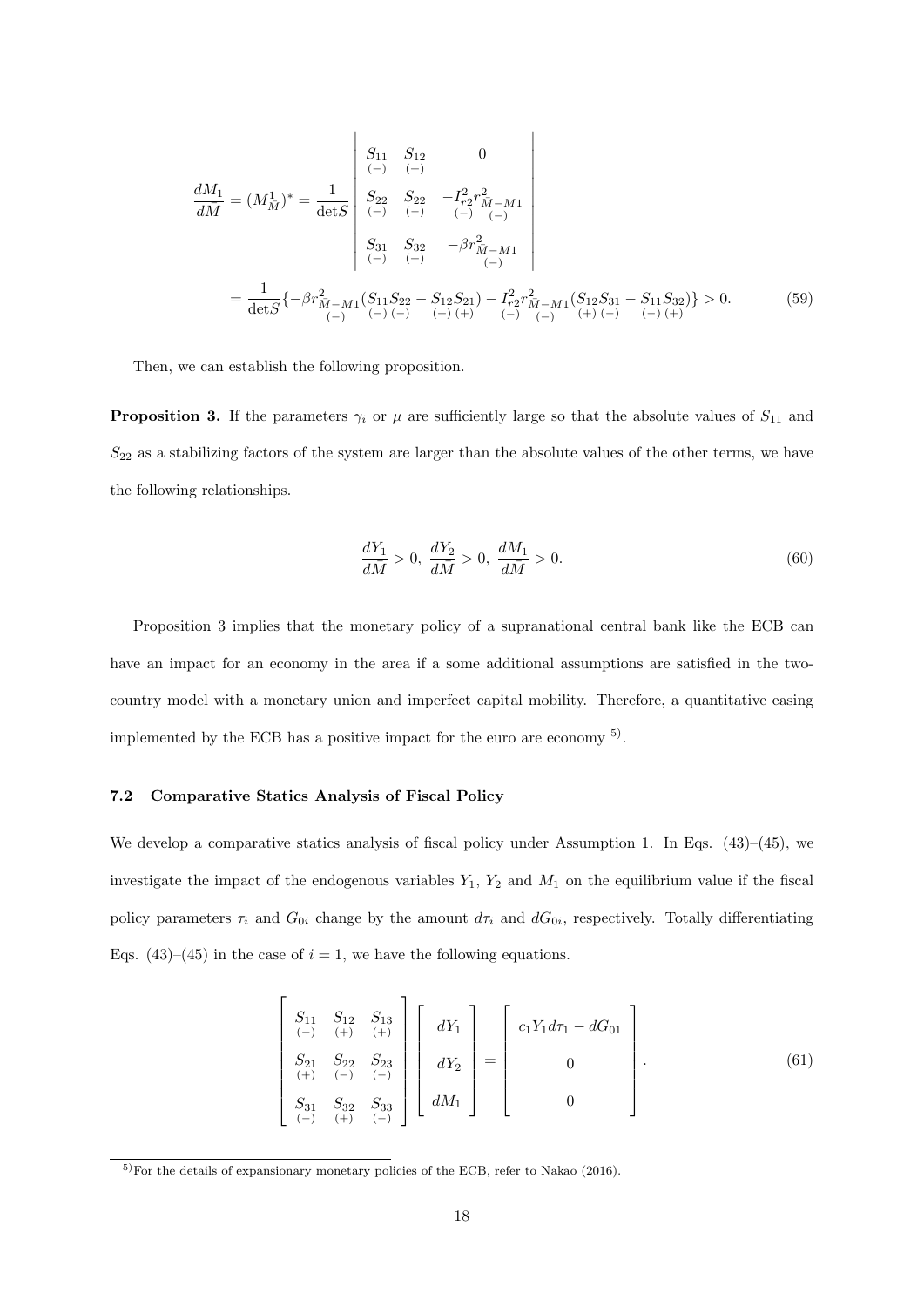$$\frac{dM_1}{d\bar{M}} = (M_{\bar{M}}^1)^* = \frac{1}{\det S}\begin{vmatrix} \underset{(-)}{S_{11}} & \underset{(+)}{S_{12}} & 0 \\ \underset{(-)}{S_{22}} & \underset{(-)}{S_{22}} & -\underset{(-)}{I_{r2}^2}\underset{(-)}{r_{\bar{M}-M1}^2} \\ \underset{(-)}{S_{31}} & \underset{(+)}{S_{32}} & -\beta \underset{(-)}{r_{\bar{M}-M1}^2} \end{vmatrix}$$

$$= \frac{1}{\det S}\{-\beta \underset{(-)}{r_{\bar{M}-M1}^2}(\underset{(-)}{S_{11}}\underset{(-)}{S_{22}} - \underset{(+)}{S_{12}}\underset{(+)}{S_{21}}) - \underset{(-)}{I_{r2}^2}\underset{(-)}{r_{\bar{M}-M1}^2}(\underset{(+)}{S_{12}}\underset{(-)}{S_{31}} - \underset{(-)}{S_{11}}\underset{(+)}{S_{32}})\} > 0. \tag{59}$$

Then, we can establish the following proposition.

**Proposition 3.** If the parameters $\gamma_i$ or $\mu$ are sufficiently large so that the absolute values of $S_{11}$ and $S_{22}$ as a stabilizing factors of the system are larger than the absolute values of the other terms, we have the following relationships.

$$\frac{dY_1}{dM} > 0,\ \frac{dY_2}{dM} > 0,\ \frac{dM_1}{dM} > 0. \tag{60}$$

Proposition 3 implies that the monetary policy of a supranational central bank like the ECB can have an impact for an economy in the area if a some additional assumptions are satisfied in the two-country model with a monetary union and imperfect capital mobility. Therefore, a quantitative easing implemented by the ECB has a positive impact for the euro are economy [5].

### 7.2 Comparative Statics Analysis of Fiscal Policy

We develop a comparative statics analysis of fiscal policy under Assumption 1. In Eqs. (43)–(45), we investigate the impact of the endogenous variables $Y_1$, $Y_2$ and $M_1$ on the equilibrium value if the fiscal policy parameters $\tau_i$ and $G_{0i}$ change by the amount $d\tau_i$ and $dG_{0i}$, respectively. Totally differentiating Eqs. (43)–(45) in the case of $i = 1$, we have the following equations.

$$\begin{bmatrix} \underset{(-)}{S_{11}} & \underset{(+)}{S_{12}} & \underset{(+)}{S_{13}} \\ \underset{(+)}{S_{21}} & \underset{(-)}{S_{22}} & \underset{(-)}{S_{23}} \\ \underset{(-)}{S_{31}} & \underset{(+)}{S_{32}} & \underset{(-)}{S_{33}} \end{bmatrix}\begin{bmatrix} dY_1 \\ dY_2 \\ dM_1 \end{bmatrix} = \begin{bmatrix} c_1 Y_1 d\tau_1 - dG_{01} \\ 0 \\ 0 \end{bmatrix}. \tag{61}$$

---

[5] For the details of expansionary monetary policies of the ECB, refer to Nakao (2016).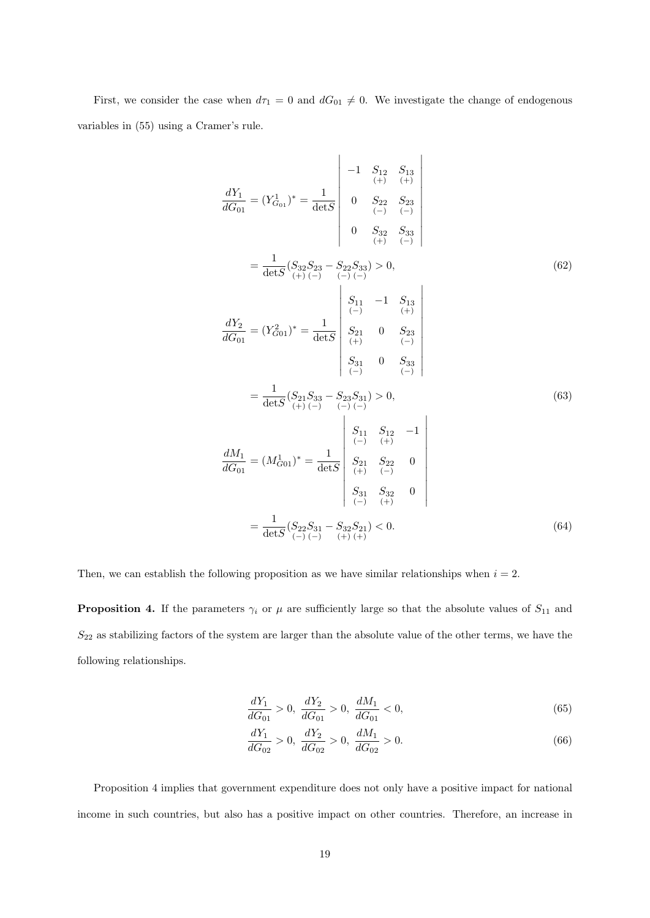First, we consider the case when $d\tau_1 = 0$ and $dG_{01} \neq 0$. We investigate the change of endogenous variables in (55) using a Cramer's rule.

$$
\begin{aligned}
\frac{dY_1}{dG_{01}} = (Y^1_{G_{01}})^* &= \frac{1}{\det S} \begin{vmatrix} -1 & \underset{(+)}{S_{12}} & \underset{(+)}{S_{13}} \\ 0 & \underset{(-)}{S_{22}} & \underset{(-)}{S_{23}} \\ 0 & \underset{(+)}{S_{32}} & \underset{(-)}{S_{33}} \end{vmatrix} \\
&= \frac{1}{\det S}(\underset{(+)}{S_{32}}\underset{(-)}{S_{23}} - \underset{(-)}{S_{22}}\underset{(-)}{S_{33}}) > 0, \qquad (62) \\
\frac{dY_2}{dG_{01}} = (Y^2_{G01})^* &= \frac{1}{\det S} \begin{vmatrix} \underset{(-)}{S_{11}} & -1 & \underset{(+)}{S_{13}} \\ \underset{(+)}{S_{21}} & 0 & \underset{(-)}{S_{23}} \\ \underset{(-)}{S_{31}} & 0 & \underset{(-)}{S_{33}} \end{vmatrix} \\
&= \frac{1}{\det S}(\underset{(+)}{S_{21}}\underset{(-)}{S_{33}} - \underset{(-)}{S_{23}}\underset{(-)}{S_{31}}) > 0, \qquad (63) \\
\frac{dM_1}{dG_{01}} = (M^1_{G01})^* &= \frac{1}{\det S} \begin{vmatrix} \underset{(-)}{S_{11}} & \underset{(+)}{S_{12}} & -1 \\ \underset{(+)}{S_{21}} & \underset{(-)}{S_{22}} & 0 \\ \underset{(-)}{S_{31}} & \underset{(+)}{S_{32}} & 0 \end{vmatrix} \\
&= \frac{1}{\det S}(\underset{(-)}{S_{22}}\underset{(-)}{S_{31}} - \underset{(+)}{S_{32}}\underset{(+)}{S_{21}}) < 0. \qquad (64)
\end{aligned}
$$

Then, we can establish the following proposition as we have similar relationships when $i = 2$.

**Proposition 4.** If the parameters $\gamma_i$ or $\mu$ are sufficiently large so that the absolute values of $S_{11}$ and $S_{22}$ as stabilizing factors of the system are larger than the absolute value of the other terms, we have the following relationships.

$$\frac{dY_1}{dG_{01}} > 0, \ \frac{dY_2}{dG_{01}} > 0, \ \frac{dM_1}{dG_{01}} < 0, \tag{65}$$

$$\frac{dY_1}{dG_{02}} > 0, \ \frac{dY_2}{dG_{02}} > 0, \ \frac{dM_1}{dG_{02}} > 0. \tag{66}$$

Proposition 4 implies that government expenditure does not only have a positive impact for national income in such countries, but also has a positive impact on other countries. Therefore, an increase in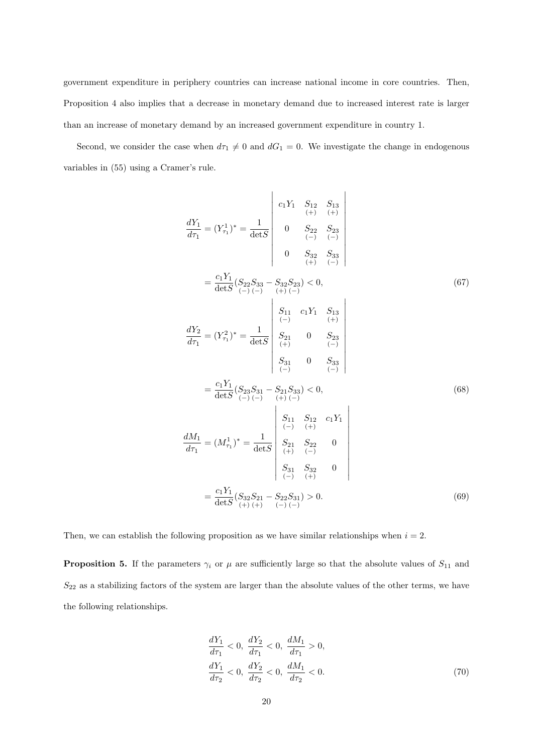government expenditure in periphery countries can increase national income in core countries. Then, Proposition 4 also implies that a decrease in monetary demand due to increased interest rate is larger than an increase of monetary demand by an increased government expenditure in country 1.

Second, we consider the case when $d\tau_1 \neq 0$ and $dG_1 = 0$. We investigate the change in endogenous variables in (55) using a Cramer's rule.

$$
\begin{aligned}
\frac{dY_1}{d\tau_1} = (Y^1_{\tau_1})^* = \frac{1}{\det S}
\begin{vmatrix}
c_1 Y_1 & \underset{(+)}{S_{12}} & \underset{(+)}{S_{13}} \\
0 & \underset{(-)}{S_{22}} & \underset{(-)}{S_{23}} \\
0 & \underset{(+)}{S_{32}} & \underset{(-)}{S_{33}}
\end{vmatrix} \\
= \frac{c_1 Y_1}{\det S}(\underset{(-)}{S_{22}}\underset{(-)}{S_{33}} - \underset{(+)}{S_{32}}\underset{(-)}{S_{23}}) < 0,
\end{aligned}
\tag{67}
$$

$$
\begin{aligned}
\frac{dY_2}{d\tau_1} = (Y^2_{\tau_1})^* = \frac{1}{\det S}
\begin{vmatrix}
\underset{(-)}{S_{11}} & c_1 Y_1 & \underset{(+)}{S_{13}} \\
\underset{(+)}{S_{21}} & 0 & \underset{(-)}{S_{23}} \\
\underset{(-)}{S_{31}} & 0 & \underset{(-)}{S_{33}}
\end{vmatrix} \\
= \frac{c_1 Y_1}{\det S}(\underset{(-)}{S_{23}}\underset{(-)}{S_{31}} - \underset{(+)}{S_{21}}\underset{(-)}{S_{33}}) < 0,
\end{aligned}
\tag{68}
$$

$$
\begin{aligned}
\frac{dM_1}{d\tau_1} = (M^1_{\tau_1})^* = \frac{1}{\det S}
\begin{vmatrix}
\underset{(-)}{S_{11}} & \underset{(+)}{S_{12}} & c_1 Y_1 \\
\underset{(+)}{S_{21}} & \underset{(-)}{S_{22}} & 0 \\
\underset{(-)}{S_{31}} & \underset{(+)}{S_{32}} & 0
\end{vmatrix} \\
= \frac{c_1 Y_1}{\det S}(\underset{(+)}{S_{32}}\underset{(+)}{S_{21}} - \underset{(-)}{S_{22}}\underset{(-)}{S_{31}}) > 0.
\end{aligned}
\tag{69}
$$

Then, we can establish the following proposition as we have similar relationships when $i = 2$.

**Proposition 5.** If the parameters $\gamma_i$ or $\mu$ are sufficiently large so that the absolute values of $S_{11}$ and $S_{22}$ as a stabilizing factors of the system are larger than the absolute values of the other terms, we have the following relationships.

$$
\begin{aligned}
&\frac{dY_1}{d\tau_1} < 0, \ \frac{dY_2}{d\tau_1} < 0, \ \frac{dM_1}{d\tau_1} > 0, \\
&\frac{dY_1}{d\tau_2} < 0, \ \frac{dY_2}{d\tau_2} < 0, \ \frac{dM_1}{d\tau_2} < 0.
\end{aligned}
\tag{70}
$$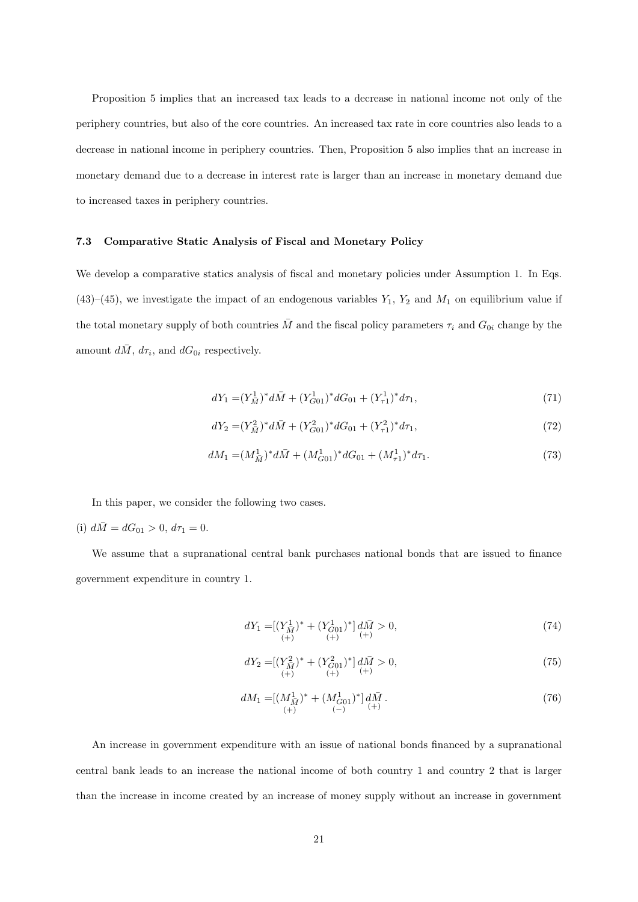Proposition 5 implies that an increased tax leads to a decrease in national income not only of the periphery countries, but also of the core countries. An increased tax rate in core countries also leads to a decrease in national income in periphery countries. Then, Proposition 5 also implies that an increase in monetary demand due to a decrease in interest rate is larger than an increase in monetary demand due to increased taxes in periphery countries.

### 7.3 Comparative Static Analysis of Fiscal and Monetary Policy

We develop a comparative statics analysis of fiscal and monetary policies under Assumption 1. In Eqs. (43)–(45), we investigate the impact of an endogenous variables $Y_1$, $Y_2$ and $M_1$ on equilibrium value if the total monetary supply of both countries $\bar{M}$ and the fiscal policy parameters $\tau_i$ and $G_{0i}$ change by the amount $d\bar{M}$, $d\tau_i$, and $dG_{0i}$ respectively.

$$dY_1 = (Y^1_{\bar{M}})^* d\bar{M} + (Y^1_{G01})^* dG_{01} + (Y^1_{\tau 1})^* d\tau_1, \tag{71}$$

$$dY_2 = (Y^2_{\bar{M}})^* d\bar{M} + (Y^2_{G01})^* dG_{01} + (Y^2_{\tau 1})^* d\tau_1, \tag{72}$$

$$dM_1 = (M^1_{\bar{M}})^* d\bar{M} + (M^1_{G01})^* dG_{01} + (M^1_{\tau 1})^* d\tau_1. \tag{73}$$

In this paper, we consider the following two cases.

(i) $d\bar{M} = dG_{01} > 0$, $d\tau_1 = 0$.

We assume that a supranational central bank purchases national bonds that are issued to finance government expenditure in country 1.

$$dY_1 = [\underset{(+)}{(Y^1_{\bar{M}})^*} + \underset{(+)}{(Y^1_{G01})^*}]\, \underset{(+)}{d\bar{M}} > 0, \tag{74}$$

$$dY_2 = [\underset{(+)}{(Y^2_{\bar{M}})^*} + \underset{(+)}{(Y^2_{G01})^*}]\, \underset{(+)}{d\bar{M}} > 0, \tag{75}$$

$$dM_1 = [\underset{(+)}{(M^1_{\bar{M}})^*} + \underset{(-)}{(M^1_{G01})^*}]\, \underset{(+)}{d\bar{M}}\,. \tag{76}$$

An increase in government expenditure with an issue of national bonds financed by a supranational central bank leads to an increase the national income of both country 1 and country 2 that is larger than the increase in income created by an increase of money supply without an increase in government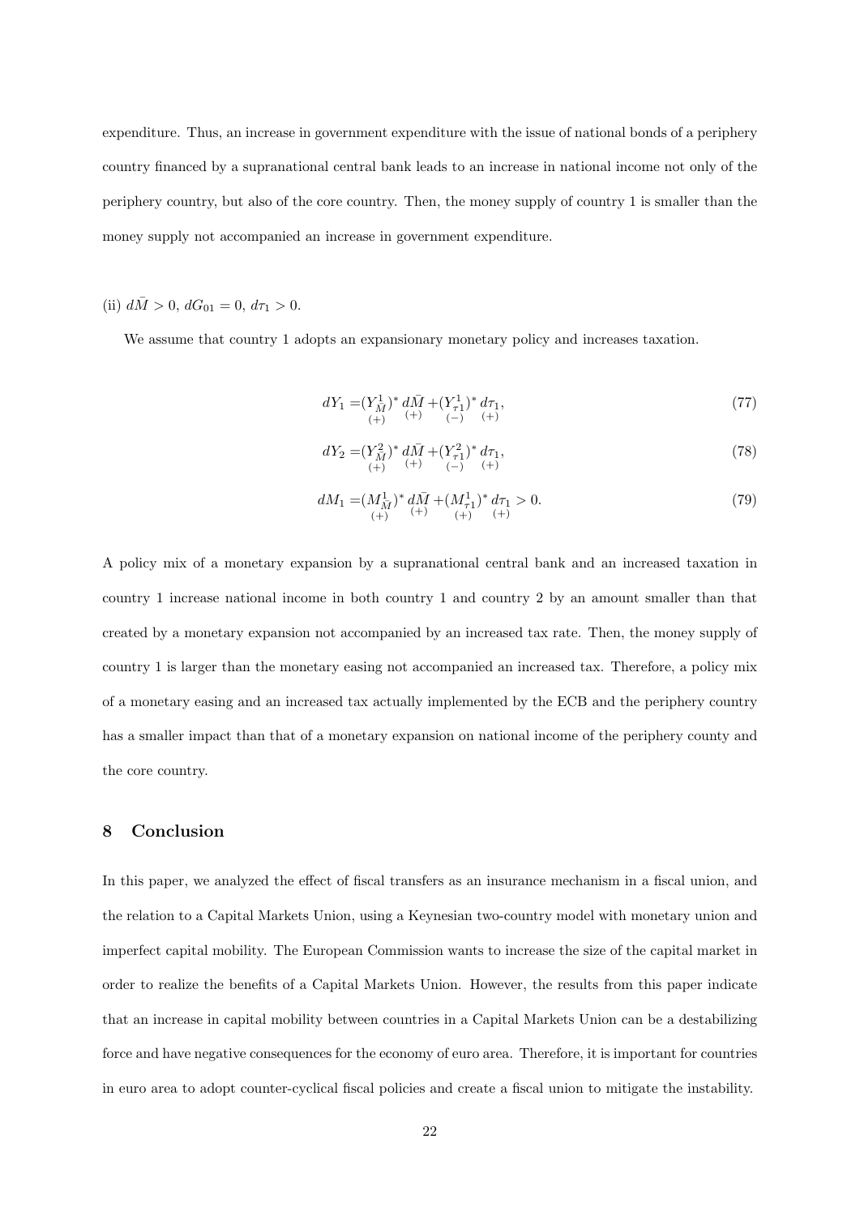expenditure. Thus, an increase in government expenditure with the issue of national bonds of a periphery country financed by a supranational central bank leads to an increase in national income not only of the periphery country, but also of the core country. Then, the money supply of country 1 is smaller than the money supply not accompanied an increase in government expenditure.

(ii) $d\bar{M} > 0$, $dG_{01} = 0$, $d\tau_1 > 0$.

We assume that country 1 adopts an expansionary monetary policy and increases taxation.

$$dY_1 = \underset{(+)}{(Y^1_{\bar{M}})^*} \underset{(+)}{d\bar{M}} + \underset{(-)}{(Y^1_{\tau 1})^*} \underset{(+)}{d\tau_1}, \tag{77}$$

$$dY_2 = \underset{(+)}{(Y^2_{\bar{M}})^*} \underset{(+)}{d\bar{M}} + \underset{(-)}{(Y^2_{\tau 1})^*} \underset{(+)}{d\tau_1}, \tag{78}$$

$$dM_1 = \underset{(+)}{(M^1_{\bar{M}})^*} \underset{(+)}{d\bar{M}} + \underset{(+)}{(M^1_{\tau 1})^*} \underset{(+)}{d\tau_1} > 0. \tag{79}$$

A policy mix of a monetary expansion by a supranational central bank and an increased taxation in country 1 increase national income in both country 1 and country 2 by an amount smaller than that created by a monetary expansion not accompanied by an increased tax rate. Then, the money supply of country 1 is larger than the monetary easing not accompanied an increased tax. Therefore, a policy mix of a monetary easing and an increased tax actually implemented by the ECB and the periphery country has a smaller impact than that of a monetary expansion on national income of the periphery county and the core country.

## 8 Conclusion

In this paper, we analyzed the effect of fiscal transfers as an insurance mechanism in a fiscal union, and the relation to a Capital Markets Union, using a Keynesian two-country model with monetary union and imperfect capital mobility. The European Commission wants to increase the size of the capital market in order to realize the benefits of a Capital Markets Union. However, the results from this paper indicate that an increase in capital mobility between countries in a Capital Markets Union can be a destabilizing force and have negative consequences for the economy of euro area. Therefore, it is important for countries in euro area to adopt counter-cyclical fiscal policies and create a fiscal union to mitigate the instability.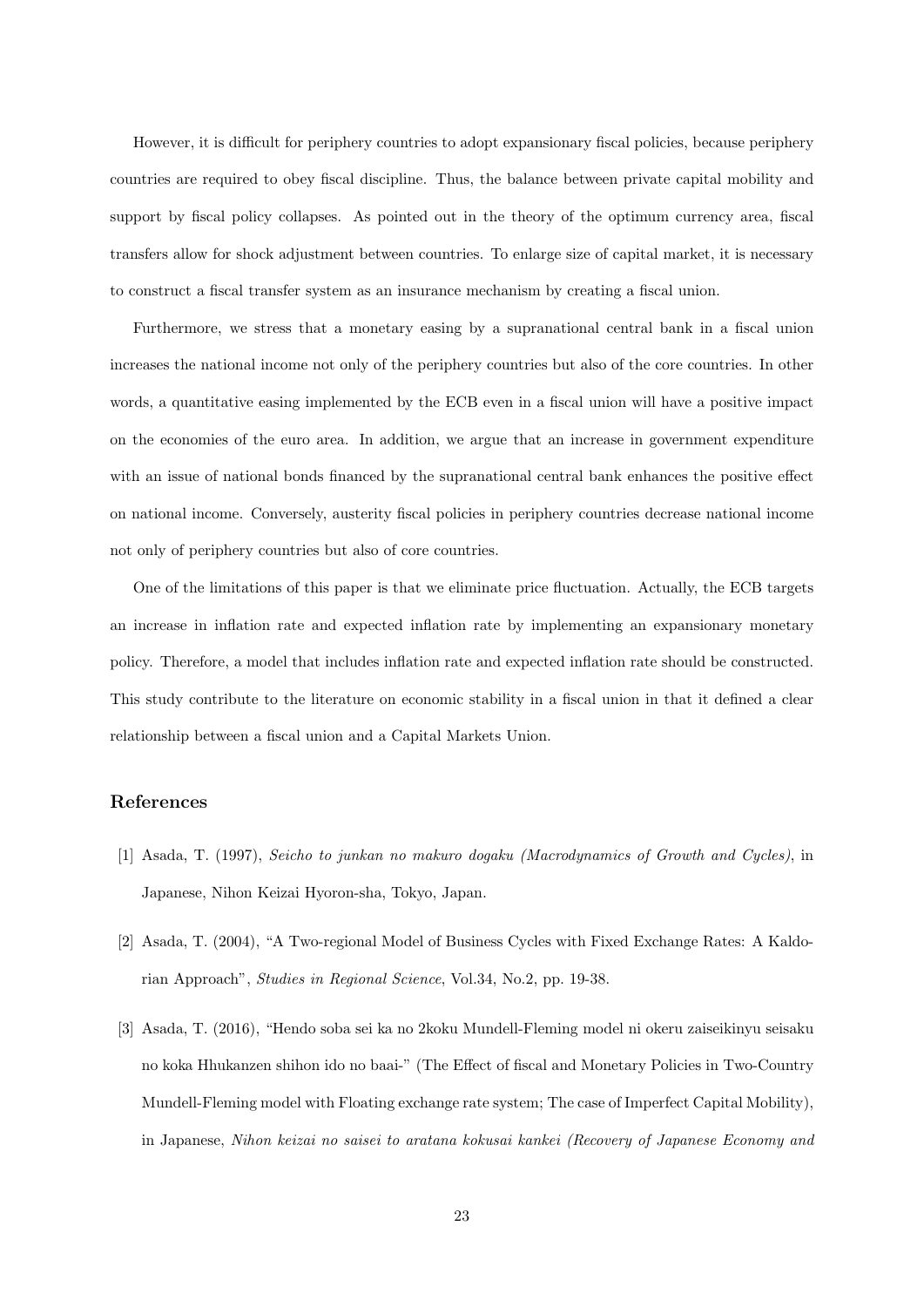However, it is difficult for periphery countries to adopt expansionary fiscal policies, because periphery countries are required to obey fiscal discipline. Thus, the balance between private capital mobility and support by fiscal policy collapses. As pointed out in the theory of the optimum currency area, fiscal transfers allow for shock adjustment between countries. To enlarge size of capital market, it is necessary to construct a fiscal transfer system as an insurance mechanism by creating a fiscal union.

Furthermore, we stress that a monetary easing by a supranational central bank in a fiscal union increases the national income not only of the periphery countries but also of the core countries. In other words, a quantitative easing implemented by the ECB even in a fiscal union will have a positive impact on the economies of the euro area. In addition, we argue that an increase in government expenditure with an issue of national bonds financed by the supranational central bank enhances the positive effect on national income. Conversely, austerity fiscal policies in periphery countries decrease national income not only of periphery countries but also of core countries.

One of the limitations of this paper is that we eliminate price fluctuation. Actually, the ECB targets an increase in inflation rate and expected inflation rate by implementing an expansionary monetary policy. Therefore, a model that includes inflation rate and expected inflation rate should be constructed. This study contribute to the literature on economic stability in a fiscal union in that it defined a clear relationship between a fiscal union and a Capital Markets Union.

## References

[1] Asada, T. (1997), *Seicho to junkan no makuro dogaku (Macrodynamics of Growth and Cycles)*, in Japanese, Nihon Keizai Hyoron-sha, Tokyo, Japan.

[2] Asada, T. (2004), "A Two-regional Model of Business Cycles with Fixed Exchange Rates: A Kaldorian Approach", *Studies in Regional Science*, Vol.34, No.2, pp. 19-38.

[3] Asada, T. (2016), "Hendo soba sei ka no 2koku Mundell-Fleming model ni okeru zaiseikinyu seisaku no koka Hhukanzen shihon ido no baai-" (The Effect of fiscal and Monetary Policies in Two-Country Mundell-Fleming model with Floating exchange rate system; The case of Imperfect Capital Mobility), in Japanese, *Nihon keizai no saisei to aratana kokusai kankei (Recovery of Japanese Economy and*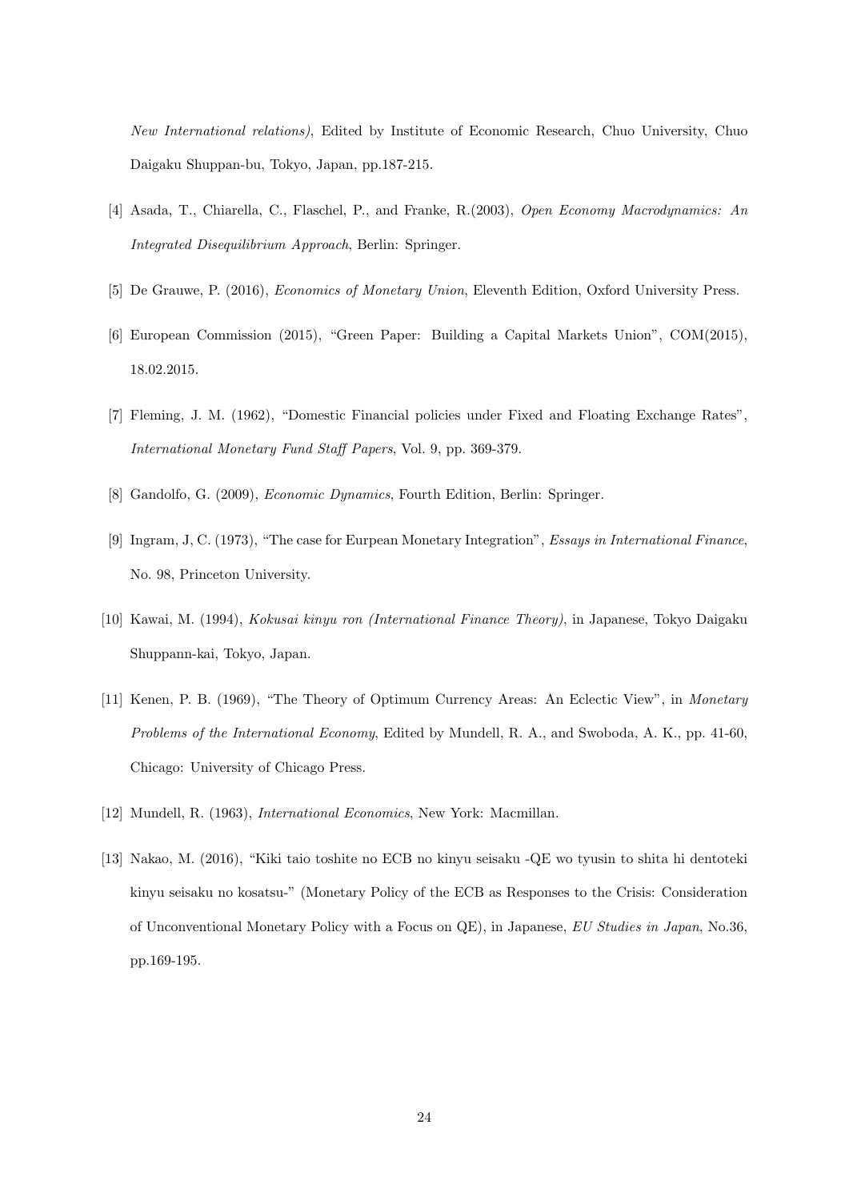*New International relations)*, Edited by Institute of Economic Research, Chuo University, Chuo Daigaku Shuppan-bu, Tokyo, Japan, pp.187-215.

[4] Asada, T., Chiarella, C., Flaschel, P., and Franke, R.(2003), *Open Economy Macrodynamics: An Integrated Disequilibrium Approach*, Berlin: Springer.

[5] De Grauwe, P. (2016), *Economics of Monetary Union*, Eleventh Edition, Oxford University Press.

[6] European Commission (2015), "Green Paper: Building a Capital Markets Union", COM(2015), 18.02.2015.

[7] Fleming, J. M. (1962), "Domestic Financial policies under Fixed and Floating Exchange Rates", *International Monetary Fund Staff Papers*, Vol. 9, pp. 369-379.

[8] Gandolfo, G. (2009), *Economic Dynamics*, Fourth Edition, Berlin: Springer.

[9] Ingram, J, C. (1973), "The case for Eurpean Monetary Integration", *Essays in International Finance*, No. 98, Princeton University.

[10] Kawai, M. (1994), *Kokusai kinyu ron (International Finance Theory)*, in Japanese, Tokyo Daigaku Shuppann-kai, Tokyo, Japan.

[11] Kenen, P. B. (1969), "The Theory of Optimum Currency Areas: An Eclectic View", in *Monetary Problems of the International Economy*, Edited by Mundell, R. A., and Swoboda, A. K., pp. 41-60, Chicago: University of Chicago Press.

[12] Mundell, R. (1963), *International Economics*, New York: Macmillan.

[13] Nakao, M. (2016), "Kiki taio toshite no ECB no kinyu seisaku -QE wo tyusin to shita hi dentoteki kinyu seisaku no kosatsu-" (Monetary Policy of the ECB as Responses to the Crisis: Consideration of Unconventional Monetary Policy with a Focus on QE), in Japanese, *EU Studies in Japan*, No.36, pp.169-195.